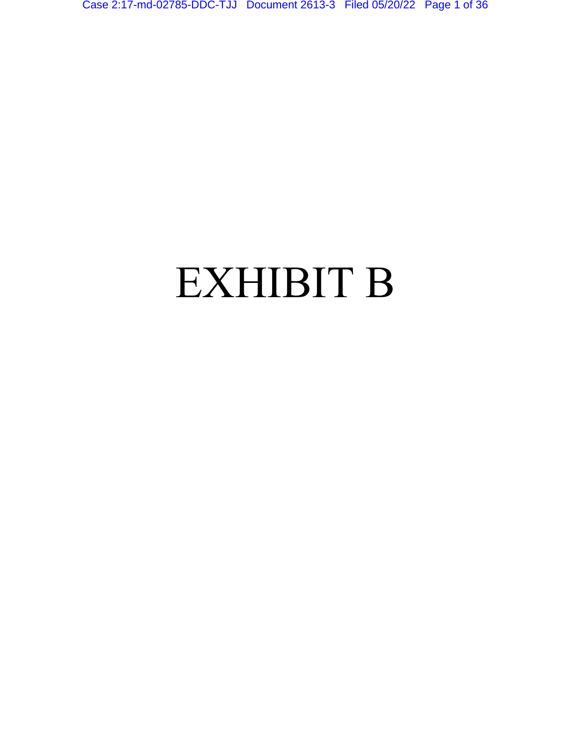# EXHIBIT B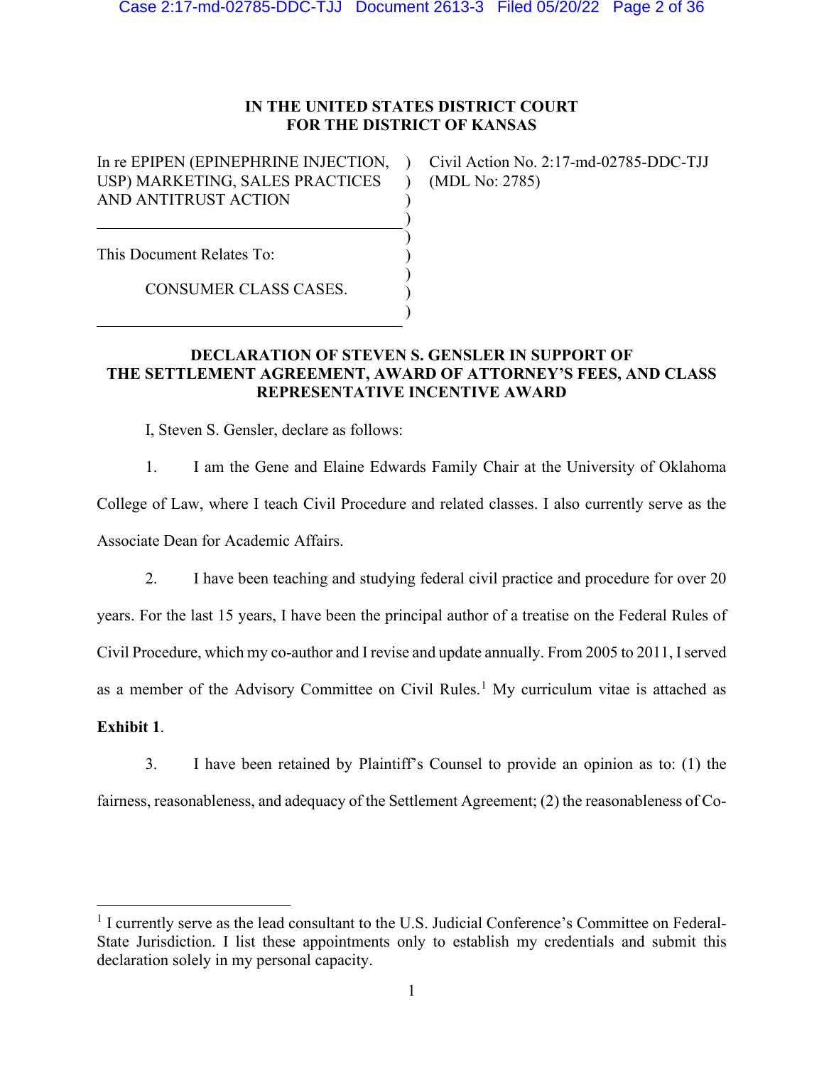**IN THE UNITED STATES DISTRICT COURT**
**FOR THE DISTRICT OF KANSAS**

| | |
|---|---|
| In re EPIPEN (EPINEPHRINE INJECTION, USP) MARKETING, SALES PRACTICES AND ANTITRUST ACTION | Civil Action No. 2:17-md-02785-DDC-TJJ (MDL No: 2785) |
| This Document Relates To: CONSUMER CLASS CASES. | |

**DECLARATION OF STEVEN S. GENSLER IN SUPPORT OF THE SETTLEMENT AGREEMENT, AWARD OF ATTORNEY'S FEES, AND CLASS REPRESENTATIVE INCENTIVE AWARD**

I, Steven S. Gensler, declare as follows:

1. I am the Gene and Elaine Edwards Family Chair at the University of Oklahoma College of Law, where I teach Civil Procedure and related classes. I also currently serve as the Associate Dean for Academic Affairs.

2. I have been teaching and studying federal civil practice and procedure for over 20 years. For the last 15 years, I have been the principal author of a treatise on the Federal Rules of Civil Procedure, which my co-author and I revise and update annually. From 2005 to 2011, I served as a member of the Advisory Committee on Civil Rules.[1] My curriculum vitae is attached as **Exhibit 1**.

3. I have been retained by Plaintiff's Counsel to provide an opinion as to: (1) the fairness, reasonableness, and adequacy of the Settlement Agreement; (2) the reasonableness of Co-

[1] I currently serve as the lead consultant to the U.S. Judicial Conference's Committee on Federal-State Jurisdiction. I list these appointments only to establish my credentials and submit this declaration solely in my personal capacity.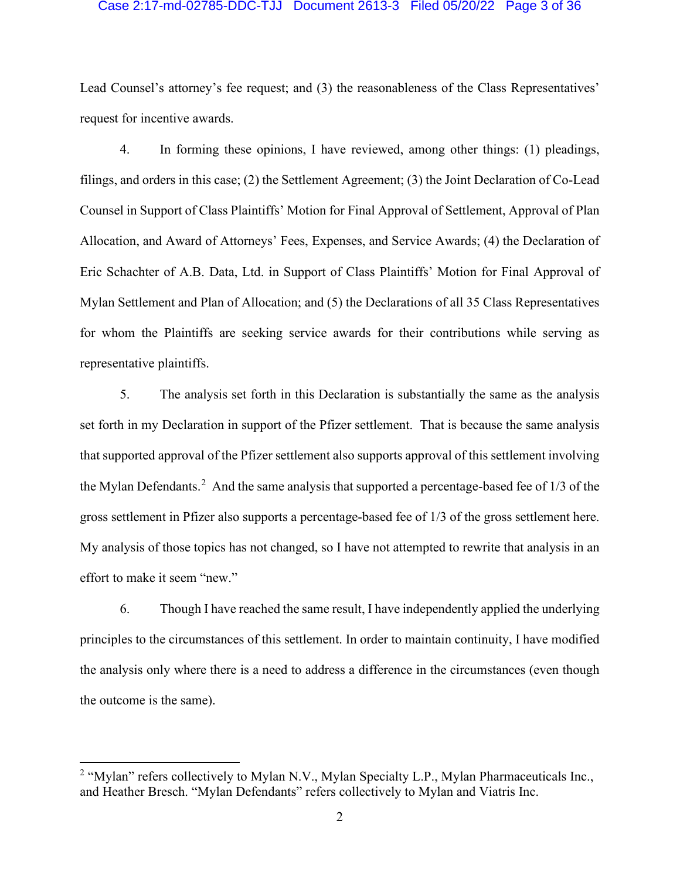Lead Counsel's attorney's fee request; and (3) the reasonableness of the Class Representatives' request for incentive awards.

4. In forming these opinions, I have reviewed, among other things: (1) pleadings, filings, and orders in this case; (2) the Settlement Agreement; (3) the Joint Declaration of Co-Lead Counsel in Support of Class Plaintiffs' Motion for Final Approval of Settlement, Approval of Plan Allocation, and Award of Attorneys' Fees, Expenses, and Service Awards; (4) the Declaration of Eric Schachter of A.B. Data, Ltd. in Support of Class Plaintiffs' Motion for Final Approval of Mylan Settlement and Plan of Allocation; and (5) the Declarations of all 35 Class Representatives for whom the Plaintiffs are seeking service awards for their contributions while serving as representative plaintiffs.

5. The analysis set forth in this Declaration is substantially the same as the analysis set forth in my Declaration in support of the Pfizer settlement. That is because the same analysis that supported approval of the Pfizer settlement also supports approval of this settlement involving the Mylan Defendants.[2] And the same analysis that supported a percentage-based fee of 1/3 of the gross settlement in Pfizer also supports a percentage-based fee of 1/3 of the gross settlement here. My analysis of those topics has not changed, so I have not attempted to rewrite that analysis in an effort to make it seem "new."

6. Though I have reached the same result, I have independently applied the underlying principles to the circumstances of this settlement. In order to maintain continuity, I have modified the analysis only where there is a need to address a difference in the circumstances (even though the outcome is the same).

---

[2] "Mylan" refers collectively to Mylan N.V., Mylan Specialty L.P., Mylan Pharmaceuticals Inc., and Heather Bresch. "Mylan Defendants" refers collectively to Mylan and Viatris Inc.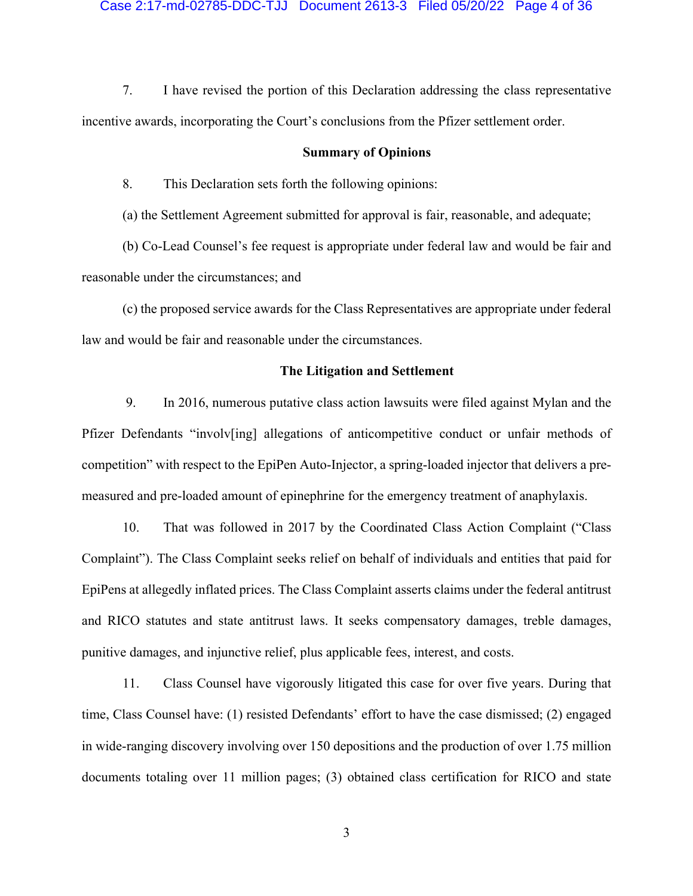7. I have revised the portion of this Declaration addressing the class representative incentive awards, incorporating the Court's conclusions from the Pfizer settlement order.

## Summary of Opinions

8. This Declaration sets forth the following opinions:

(a) the Settlement Agreement submitted for approval is fair, reasonable, and adequate;

(b) Co-Lead Counsel's fee request is appropriate under federal law and would be fair and reasonable under the circumstances; and

(c) the proposed service awards for the Class Representatives are appropriate under federal law and would be fair and reasonable under the circumstances.

## The Litigation and Settlement

9. In 2016, numerous putative class action lawsuits were filed against Mylan and the Pfizer Defendants "involv[ing] allegations of anticompetitive conduct or unfair methods of competition" with respect to the EpiPen Auto-Injector, a spring-loaded injector that delivers a pre-measured and pre-loaded amount of epinephrine for the emergency treatment of anaphylaxis.

10. That was followed in 2017 by the Coordinated Class Action Complaint ("Class Complaint"). The Class Complaint seeks relief on behalf of individuals and entities that paid for EpiPens at allegedly inflated prices. The Class Complaint asserts claims under the federal antitrust and RICO statutes and state antitrust laws. It seeks compensatory damages, treble damages, punitive damages, and injunctive relief, plus applicable fees, interest, and costs.

11. Class Counsel have vigorously litigated this case for over five years. During that time, Class Counsel have: (1) resisted Defendants' effort to have the case dismissed; (2) engaged in wide-ranging discovery involving over 150 depositions and the production of over 1.75 million documents totaling over 11 million pages; (3) obtained class certification for RICO and state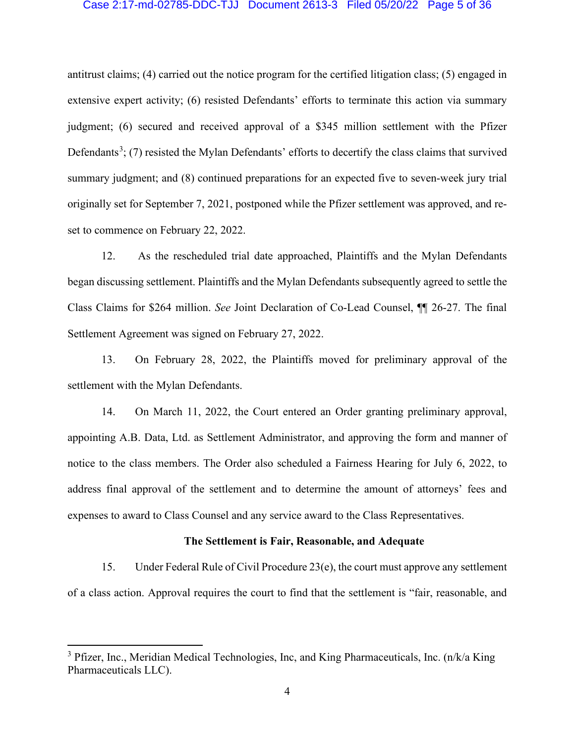antitrust claims; (4) carried out the notice program for the certified litigation class; (5) engaged in extensive expert activity; (6) resisted Defendants' efforts to terminate this action via summary judgment; (6) secured and received approval of a $345 million settlement with the Pfizer Defendants[3]; (7) resisted the Mylan Defendants' efforts to decertify the class claims that survived summary judgment; and (8) continued preparations for an expected five to seven-week jury trial originally set for September 7, 2021, postponed while the Pfizer settlement was approved, and re-set to commence on February 22, 2022.

12. As the rescheduled trial date approached, Plaintiffs and the Mylan Defendants began discussing settlement. Plaintiffs and the Mylan Defendants subsequently agreed to settle the Class Claims for $264 million. *See* Joint Declaration of Co-Lead Counsel, ¶¶ 26-27. The final Settlement Agreement was signed on February 27, 2022.

13. On February 28, 2022, the Plaintiffs moved for preliminary approval of the settlement with the Mylan Defendants.

14. On March 11, 2022, the Court entered an Order granting preliminary approval, appointing A.B. Data, Ltd. as Settlement Administrator, and approving the form and manner of notice to the class members. The Order also scheduled a Fairness Hearing for July 6, 2022, to address final approval of the settlement and to determine the amount of attorneys' fees and expenses to award to Class Counsel and any service award to the Class Representatives.

**The Settlement is Fair, Reasonable, and Adequate**

15. Under Federal Rule of Civil Procedure 23(e), the court must approve any settlement of a class action. Approval requires the court to find that the settlement is "fair, reasonable, and

---

[3] Pfizer, Inc., Meridian Medical Technologies, Inc, and King Pharmaceuticals, Inc. (n/k/a King Pharmaceuticals LLC).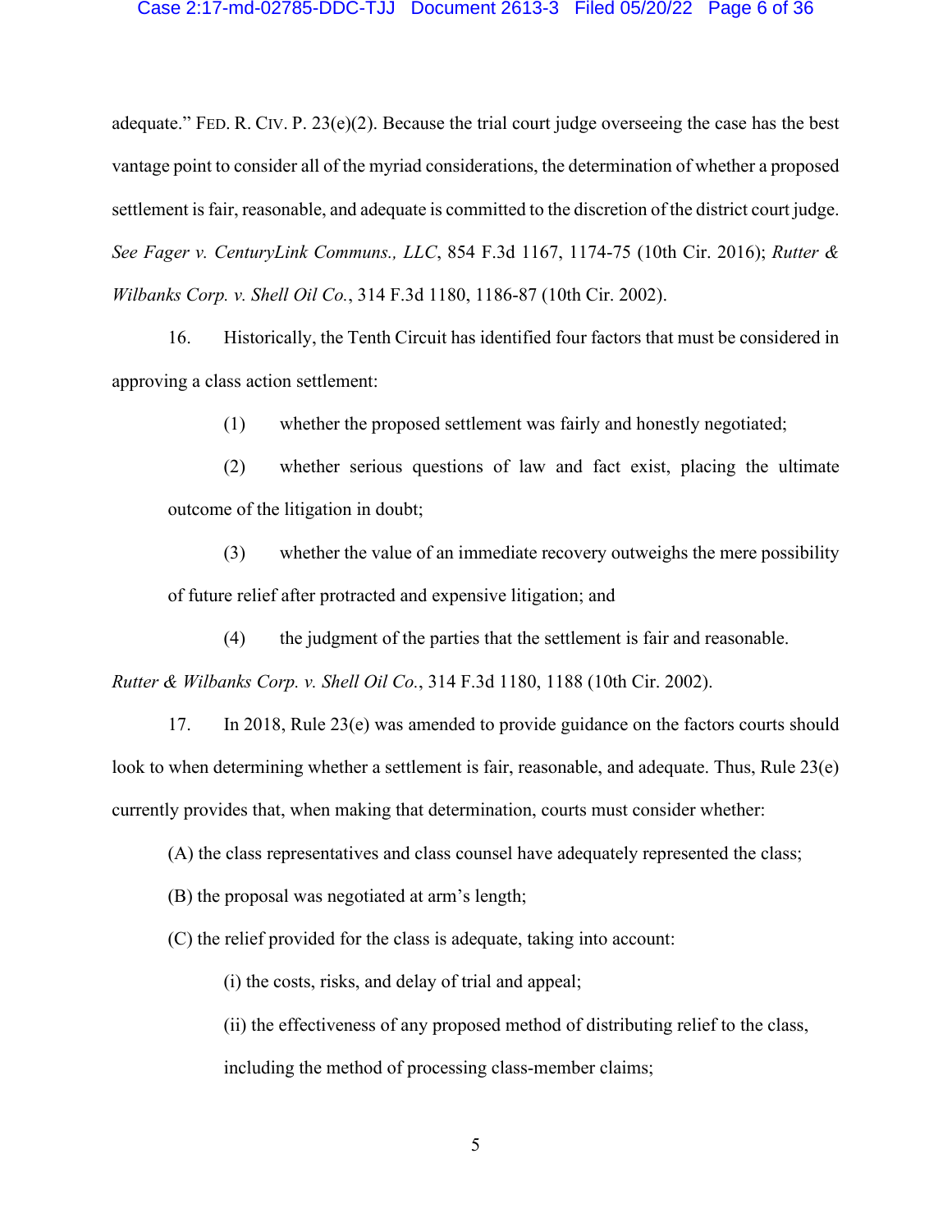adequate." FED. R. CIV. P. 23(e)(2). Because the trial court judge overseeing the case has the best vantage point to consider all of the myriad considerations, the determination of whether a proposed settlement is fair, reasonable, and adequate is committed to the discretion of the district court judge. *See Fager v. CenturyLink Communs., LLC*, 854 F.3d 1167, 1174-75 (10th Cir. 2016); *Rutter & Wilbanks Corp. v. Shell Oil Co.*, 314 F.3d 1180, 1186-87 (10th Cir. 2002).

16. Historically, the Tenth Circuit has identified four factors that must be considered in approving a class action settlement:

> (1) whether the proposed settlement was fairly and honestly negotiated;
>
> (2) whether serious questions of law and fact exist, placing the ultimate outcome of the litigation in doubt;
>
> (3) whether the value of an immediate recovery outweighs the mere possibility of future relief after protracted and expensive litigation; and
>
> (4) the judgment of the parties that the settlement is fair and reasonable.

*Rutter & Wilbanks Corp. v. Shell Oil Co.*, 314 F.3d 1180, 1188 (10th Cir. 2002).

17. In 2018, Rule 23(e) was amended to provide guidance on the factors courts should look to when determining whether a settlement is fair, reasonable, and adequate. Thus, Rule 23(e) currently provides that, when making that determination, courts must consider whether:

> (A) the class representatives and class counsel have adequately represented the class;
>
> (B) the proposal was negotiated at arm's length;
>
> (C) the relief provided for the class is adequate, taking into account:
>
> > (i) the costs, risks, and delay of trial and appeal;
> >
> > (ii) the effectiveness of any proposed method of distributing relief to the class, including the method of processing class-member claims;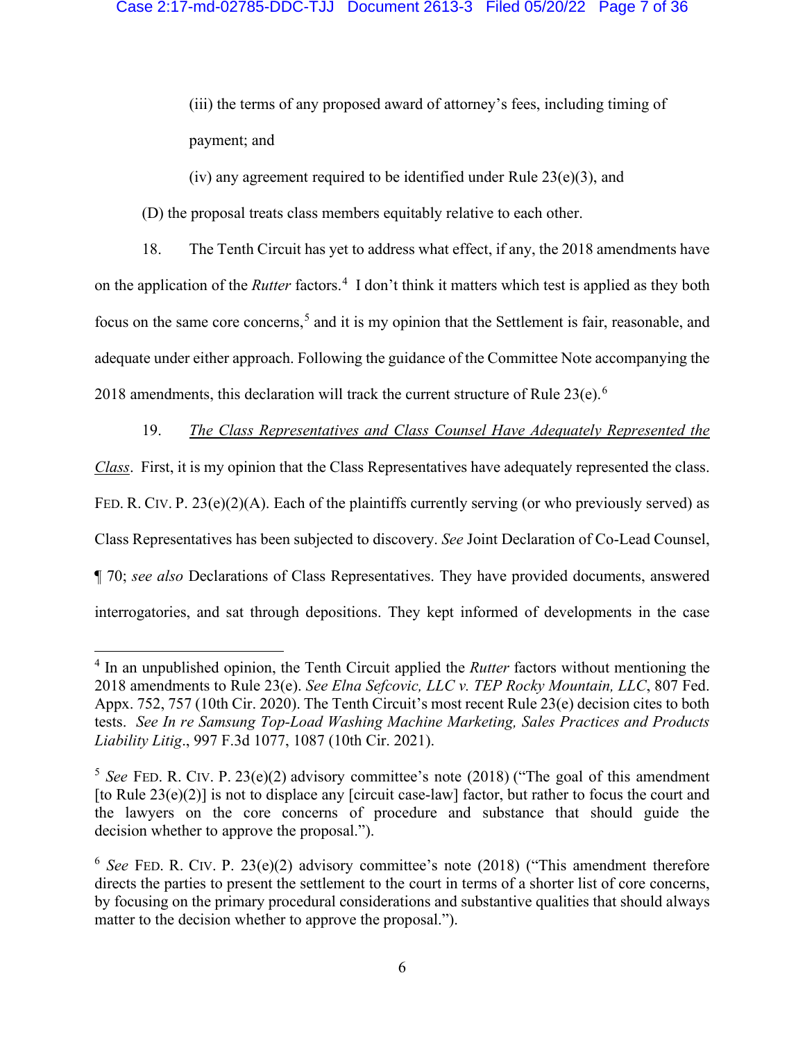(iii) the terms of any proposed award of attorney's fees, including timing of payment; and

(iv) any agreement required to be identified under Rule 23(e)(3), and

(D) the proposal treats class members equitably relative to each other.

18. The Tenth Circuit has yet to address what effect, if any, the 2018 amendments have on the application of the *Rutter* factors.[4] I don't think it matters which test is applied as they both focus on the same core concerns,[5] and it is my opinion that the Settlement is fair, reasonable, and adequate under either approach. Following the guidance of the Committee Note accompanying the 2018 amendments, this declaration will track the current structure of Rule 23(e).[6]

19. _*The Class Representatives and Class Counsel Have Adequately Represented the Class*_. First, it is my opinion that the Class Representatives have adequately represented the class. FED. R. CIV. P. 23(e)(2)(A). Each of the plaintiffs currently serving (or who previously served) as Class Representatives has been subjected to discovery. *See* Joint Declaration of Co-Lead Counsel, ¶ 70; *see also* Declarations of Class Representatives. They have provided documents, answered interrogatories, and sat through depositions. They kept informed of developments in the case

---

[4] In an unpublished opinion, the Tenth Circuit applied the *Rutter* factors without mentioning the 2018 amendments to Rule 23(e). *See Elna Sefcovic, LLC v. TEP Rocky Mountain, LLC*, 807 Fed. Appx. 752, 757 (10th Cir. 2020). The Tenth Circuit's most recent Rule 23(e) decision cites to both tests. *See In re Samsung Top-Load Washing Machine Marketing, Sales Practices and Products Liability Litig*., 997 F.3d 1077, 1087 (10th Cir. 2021).

[5] *See* FED. R. CIV. P. 23(e)(2) advisory committee's note (2018) ("The goal of this amendment [to Rule 23(e)(2)] is not to displace any [circuit case-law] factor, but rather to focus the court and the lawyers on the core concerns of procedure and substance that should guide the decision whether to approve the proposal.").

[6] *See* FED. R. CIV. P. 23(e)(2) advisory committee's note (2018) ("This amendment therefore directs the parties to present the settlement to the court in terms of a shorter list of core concerns, by focusing on the primary procedural considerations and substantive qualities that should always matter to the decision whether to approve the proposal.").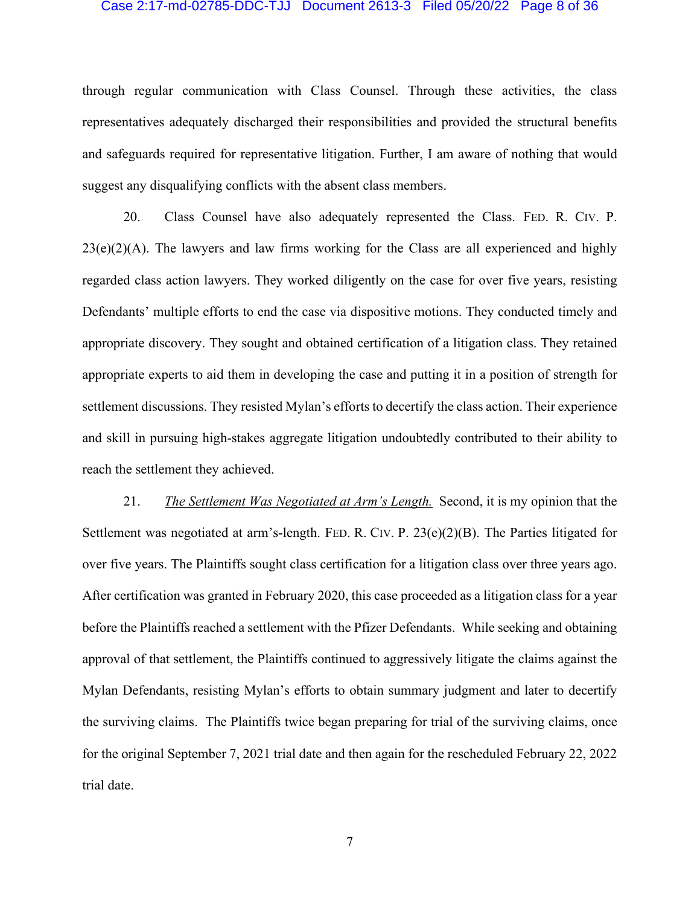through regular communication with Class Counsel. Through these activities, the class representatives adequately discharged their responsibilities and provided the structural benefits and safeguards required for representative litigation. Further, I am aware of nothing that would suggest any disqualifying conflicts with the absent class members.

20. Class Counsel have also adequately represented the Class. FED. R. CIV. P. 23(e)(2)(A). The lawyers and law firms working for the Class are all experienced and highly regarded class action lawyers. They worked diligently on the case for over five years, resisting Defendants' multiple efforts to end the case via dispositive motions. They conducted timely and appropriate discovery. They sought and obtained certification of a litigation class. They retained appropriate experts to aid them in developing the case and putting it in a position of strength for settlement discussions. They resisted Mylan's efforts to decertify the class action. Their experience and skill in pursuing high-stakes aggregate litigation undoubtedly contributed to their ability to reach the settlement they achieved.

21. *The Settlement Was Negotiated at Arm's Length.* Second, it is my opinion that the Settlement was negotiated at arm's-length. FED. R. CIV. P. 23(e)(2)(B). The Parties litigated for over five years. The Plaintiffs sought class certification for a litigation class over three years ago. After certification was granted in February 2020, this case proceeded as a litigation class for a year before the Plaintiffs reached a settlement with the Pfizer Defendants. While seeking and obtaining approval of that settlement, the Plaintiffs continued to aggressively litigate the claims against the Mylan Defendants, resisting Mylan's efforts to obtain summary judgment and later to decertify the surviving claims. The Plaintiffs twice began preparing for trial of the surviving claims, once for the original September 7, 2021 trial date and then again for the rescheduled February 22, 2022 trial date.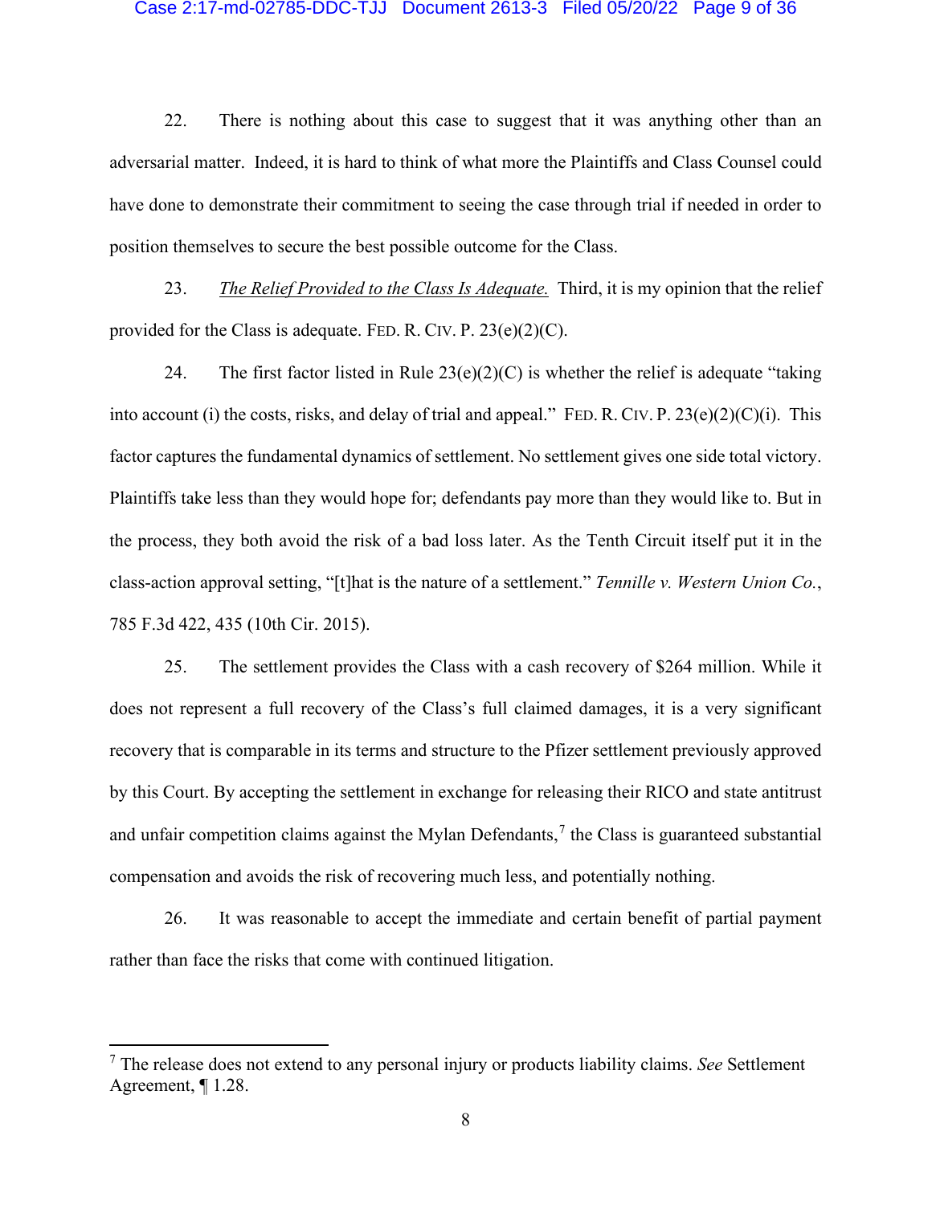22. There is nothing about this case to suggest that it was anything other than an adversarial matter. Indeed, it is hard to think of what more the Plaintiffs and Class Counsel could have done to demonstrate their commitment to seeing the case through trial if needed in order to position themselves to secure the best possible outcome for the Class.

23. *The Relief Provided to the Class Is Adequate.* Third, it is my opinion that the relief provided for the Class is adequate. FED. R. CIV. P. 23(e)(2)(C).

24. The first factor listed in Rule 23(e)(2)(C) is whether the relief is adequate "taking into account (i) the costs, risks, and delay of trial and appeal." FED. R. CIV. P. 23(e)(2)(C)(i). This factor captures the fundamental dynamics of settlement. No settlement gives one side total victory. Plaintiffs take less than they would hope for; defendants pay more than they would like to. But in the process, they both avoid the risk of a bad loss later. As the Tenth Circuit itself put it in the class-action approval setting, "[t]hat is the nature of a settlement." *Tennille v. Western Union Co.*, 785 F.3d 422, 435 (10th Cir. 2015).

25. The settlement provides the Class with a cash recovery of $264 million. While it does not represent a full recovery of the Class's full claimed damages, it is a very significant recovery that is comparable in its terms and structure to the Pfizer settlement previously approved by this Court. By accepting the settlement in exchange for releasing their RICO and state antitrust and unfair competition claims against the Mylan Defendants,[7] the Class is guaranteed substantial compensation and avoids the risk of recovering much less, and potentially nothing.

26. It was reasonable to accept the immediate and certain benefit of partial payment rather than face the risks that come with continued litigation.

---

[7] The release does not extend to any personal injury or products liability claims. *See* Settlement Agreement, ¶ 1.28.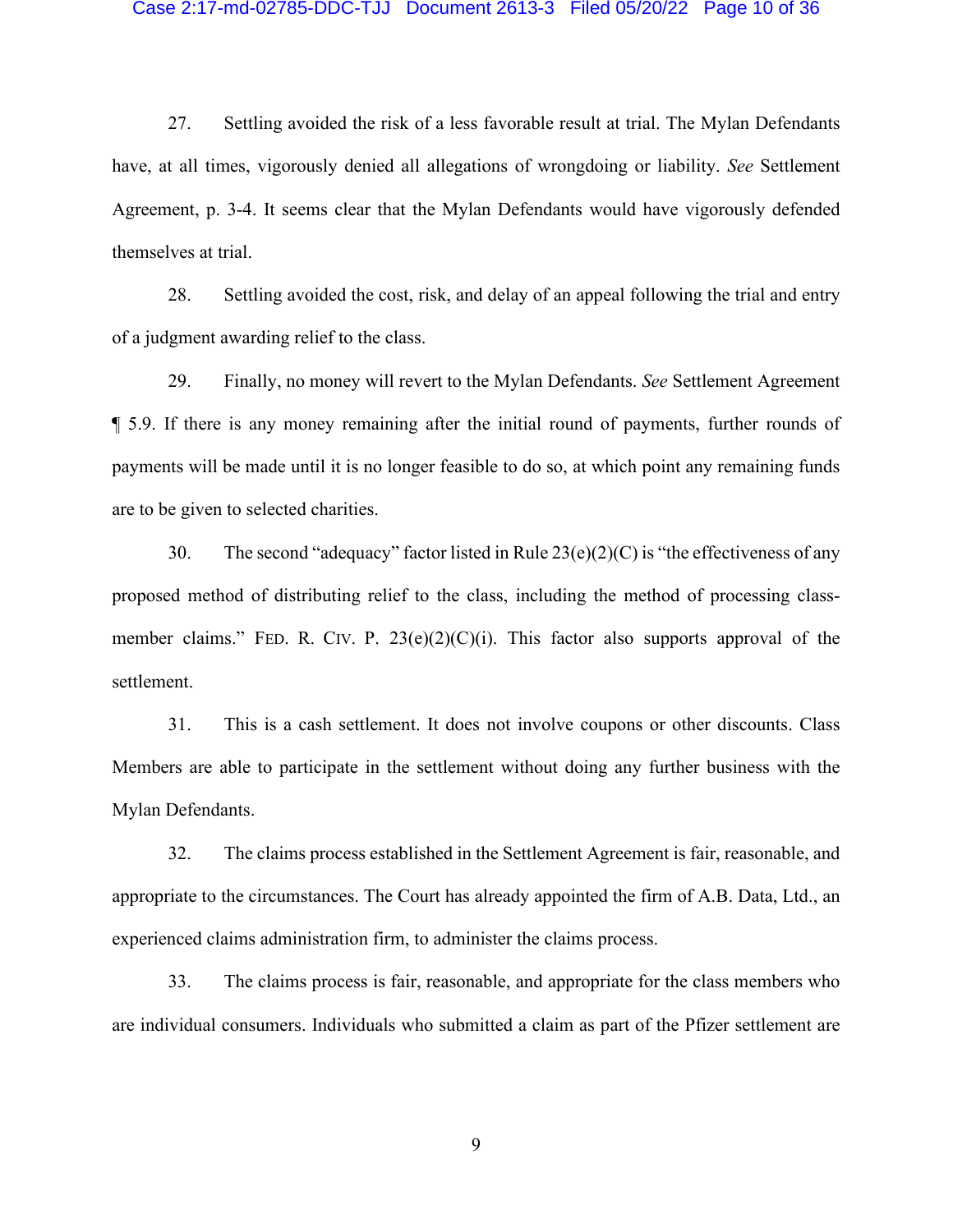27. Settling avoided the risk of a less favorable result at trial. The Mylan Defendants have, at all times, vigorously denied all allegations of wrongdoing or liability. *See* Settlement Agreement, p. 3-4. It seems clear that the Mylan Defendants would have vigorously defended themselves at trial.

28. Settling avoided the cost, risk, and delay of an appeal following the trial and entry of a judgment awarding relief to the class.

29. Finally, no money will revert to the Mylan Defendants. *See* Settlement Agreement ¶ 5.9. If there is any money remaining after the initial round of payments, further rounds of payments will be made until it is no longer feasible to do so, at which point any remaining funds are to be given to selected charities.

30. The second "adequacy" factor listed in Rule 23(e)(2)(C) is "the effectiveness of any proposed method of distributing relief to the class, including the method of processing class-member claims." FED. R. CIV. P. 23(e)(2)(C)(i). This factor also supports approval of the settlement.

31. This is a cash settlement. It does not involve coupons or other discounts. Class Members are able to participate in the settlement without doing any further business with the Mylan Defendants.

32. The claims process established in the Settlement Agreement is fair, reasonable, and appropriate to the circumstances. The Court has already appointed the firm of A.B. Data, Ltd., an experienced claims administration firm, to administer the claims process.

33. The claims process is fair, reasonable, and appropriate for the class members who are individual consumers. Individuals who submitted a claim as part of the Pfizer settlement are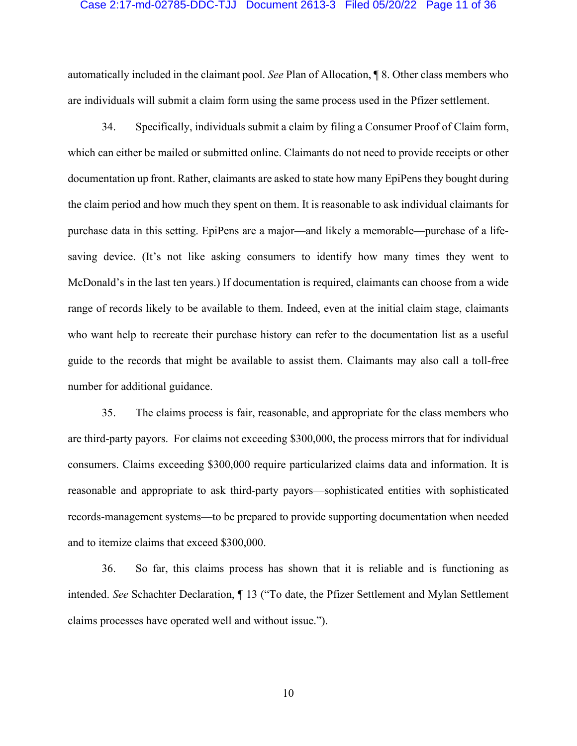automatically included in the claimant pool. *See* Plan of Allocation, ¶ 8. Other class members who are individuals will submit a claim form using the same process used in the Pfizer settlement.

34. Specifically, individuals submit a claim by filing a Consumer Proof of Claim form, which can either be mailed or submitted online. Claimants do not need to provide receipts or other documentation up front. Rather, claimants are asked to state how many EpiPens they bought during the claim period and how much they spent on them. It is reasonable to ask individual claimants for purchase data in this setting. EpiPens are a major—and likely a memorable—purchase of a life-saving device. (It's not like asking consumers to identify how many times they went to McDonald's in the last ten years.) If documentation is required, claimants can choose from a wide range of records likely to be available to them. Indeed, even at the initial claim stage, claimants who want help to recreate their purchase history can refer to the documentation list as a useful guide to the records that might be available to assist them. Claimants may also call a toll-free number for additional guidance.

35. The claims process is fair, reasonable, and appropriate for the class members who are third-party payors. For claims not exceeding $300,000, the process mirrors that for individual consumers. Claims exceeding $300,000 require particularized claims data and information. It is reasonable and appropriate to ask third-party payors—sophisticated entities with sophisticated records-management systems—to be prepared to provide supporting documentation when needed and to itemize claims that exceed $300,000.

36. So far, this claims process has shown that it is reliable and is functioning as intended. *See* Schachter Declaration, ¶ 13 ("To date, the Pfizer Settlement and Mylan Settlement claims processes have operated well and without issue.").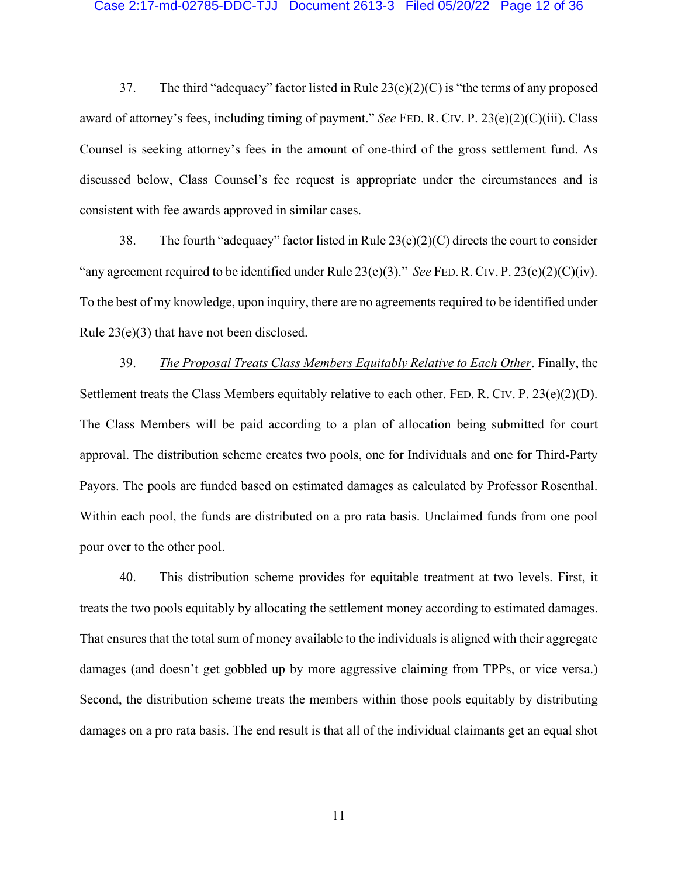37. The third "adequacy" factor listed in Rule 23(e)(2)(C) is "the terms of any proposed award of attorney's fees, including timing of payment." *See* FED. R. CIV. P. 23(e)(2)(C)(iii). Class Counsel is seeking attorney's fees in the amount of one-third of the gross settlement fund. As discussed below, Class Counsel's fee request is appropriate under the circumstances and is consistent with fee awards approved in similar cases.

38. The fourth "adequacy" factor listed in Rule 23(e)(2)(C) directs the court to consider "any agreement required to be identified under Rule 23(e)(3)." *See* FED. R. CIV. P. 23(e)(2)(C)(iv). To the best of my knowledge, upon inquiry, there are no agreements required to be identified under Rule 23(e)(3) that have not been disclosed.

39. *<u>The Proposal Treats Class Members Equitably Relative to Each Other</u>*. Finally, the Settlement treats the Class Members equitably relative to each other. FED. R. CIV. P. 23(e)(2)(D). The Class Members will be paid according to a plan of allocation being submitted for court approval. The distribution scheme creates two pools, one for Individuals and one for Third-Party Payors. The pools are funded based on estimated damages as calculated by Professor Rosenthal. Within each pool, the funds are distributed on a pro rata basis. Unclaimed funds from one pool pour over to the other pool.

40. This distribution scheme provides for equitable treatment at two levels. First, it treats the two pools equitably by allocating the settlement money according to estimated damages. That ensures that the total sum of money available to the individuals is aligned with their aggregate damages (and doesn't get gobbled up by more aggressive claiming from TPPs, or vice versa.) Second, the distribution scheme treats the members within those pools equitably by distributing damages on a pro rata basis. The end result is that all of the individual claimants get an equal shot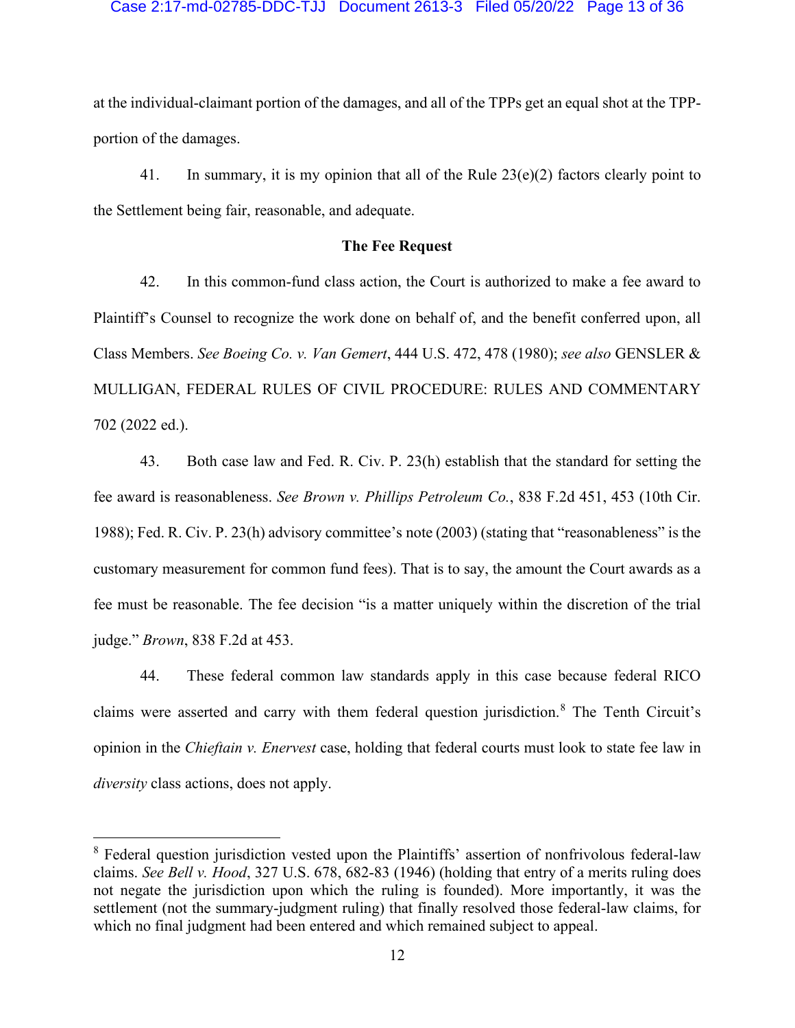at the individual-claimant portion of the damages, and all of the TPPs get an equal shot at the TPP-portion of the damages.

41. In summary, it is my opinion that all of the Rule 23(e)(2) factors clearly point to the Settlement being fair, reasonable, and adequate.

**The Fee Request**

42. In this common-fund class action, the Court is authorized to make a fee award to Plaintiff's Counsel to recognize the work done on behalf of, and the benefit conferred upon, all Class Members. *See Boeing Co. v. Van Gemert*, 444 U.S. 472, 478 (1980); *see also* GENSLER & MULLIGAN, FEDERAL RULES OF CIVIL PROCEDURE: RULES AND COMMENTARY 702 (2022 ed.).

43. Both case law and Fed. R. Civ. P. 23(h) establish that the standard for setting the fee award is reasonableness. *See Brown v. Phillips Petroleum Co.*, 838 F.2d 451, 453 (10th Cir. 1988); Fed. R. Civ. P. 23(h) advisory committee's note (2003) (stating that "reasonableness" is the customary measurement for common fund fees). That is to say, the amount the Court awards as a fee must be reasonable. The fee decision "is a matter uniquely within the discretion of the trial judge." *Brown*, 838 F.2d at 453.

44. These federal common law standards apply in this case because federal RICO claims were asserted and carry with them federal question jurisdiction.[8] The Tenth Circuit's opinion in the *Chieftain v. Enervest* case, holding that federal courts must look to state fee law in *diversity* class actions, does not apply.

[8] Federal question jurisdiction vested upon the Plaintiffs' assertion of nonfrivolous federal-law claims. *See Bell v. Hood*, 327 U.S. 678, 682-83 (1946) (holding that entry of a merits ruling does not negate the jurisdiction upon which the ruling is founded). More importantly, it was the settlement (not the summary-judgment ruling) that finally resolved those federal-law claims, for which no final judgment had been entered and which remained subject to appeal.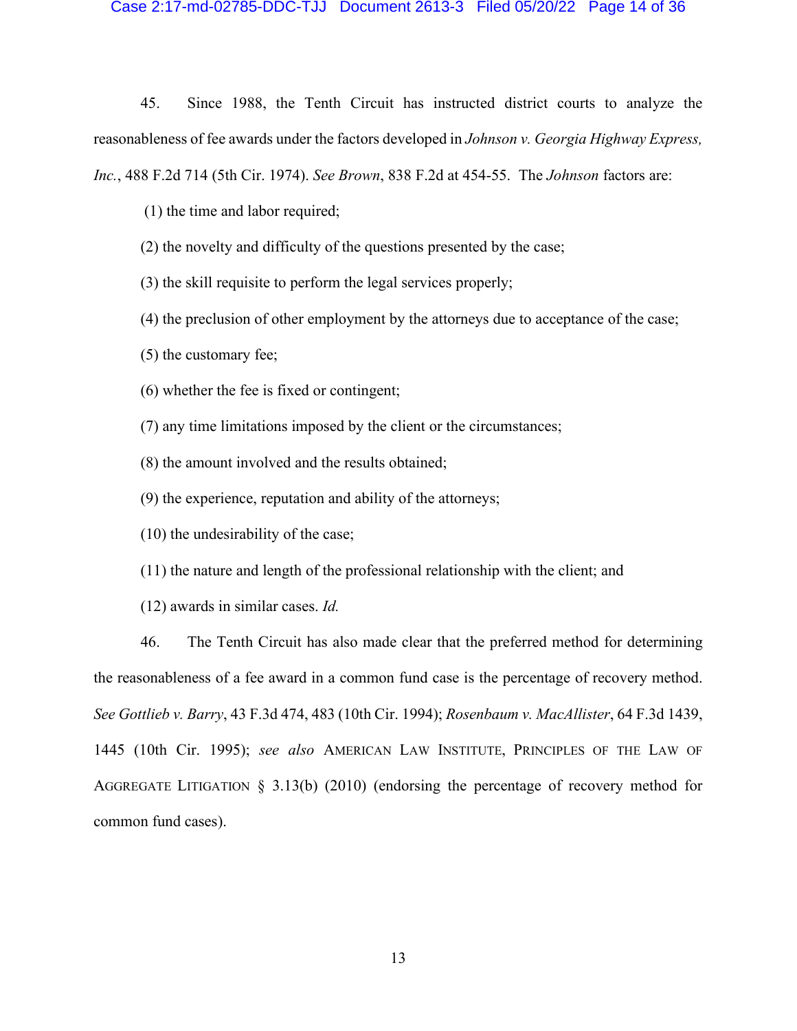45. Since 1988, the Tenth Circuit has instructed district courts to analyze the reasonableness of fee awards under the factors developed in *Johnson v. Georgia Highway Express, Inc.*, 488 F.2d 714 (5th Cir. 1974). *See Brown*, 838 F.2d at 454-55. The *Johnson* factors are:

(1) the time and labor required;

(2) the novelty and difficulty of the questions presented by the case;

(3) the skill requisite to perform the legal services properly;

(4) the preclusion of other employment by the attorneys due to acceptance of the case;

(5) the customary fee;

(6) whether the fee is fixed or contingent;

(7) any time limitations imposed by the client or the circumstances;

(8) the amount involved and the results obtained;

(9) the experience, reputation and ability of the attorneys;

(10) the undesirability of the case;

(11) the nature and length of the professional relationship with the client; and

(12) awards in similar cases. *Id.*

46. The Tenth Circuit has also made clear that the preferred method for determining the reasonableness of a fee award in a common fund case is the percentage of recovery method. *See Gottlieb v. Barry*, 43 F.3d 474, 483 (10th Cir. 1994); *Rosenbaum v. MacAllister*, 64 F.3d 1439, 1445 (10th Cir. 1995); *see also* AMERICAN LAW INSTITUTE, PRINCIPLES OF THE LAW OF AGGREGATE LITIGATION § 3.13(b) (2010) (endorsing the percentage of recovery method for common fund cases).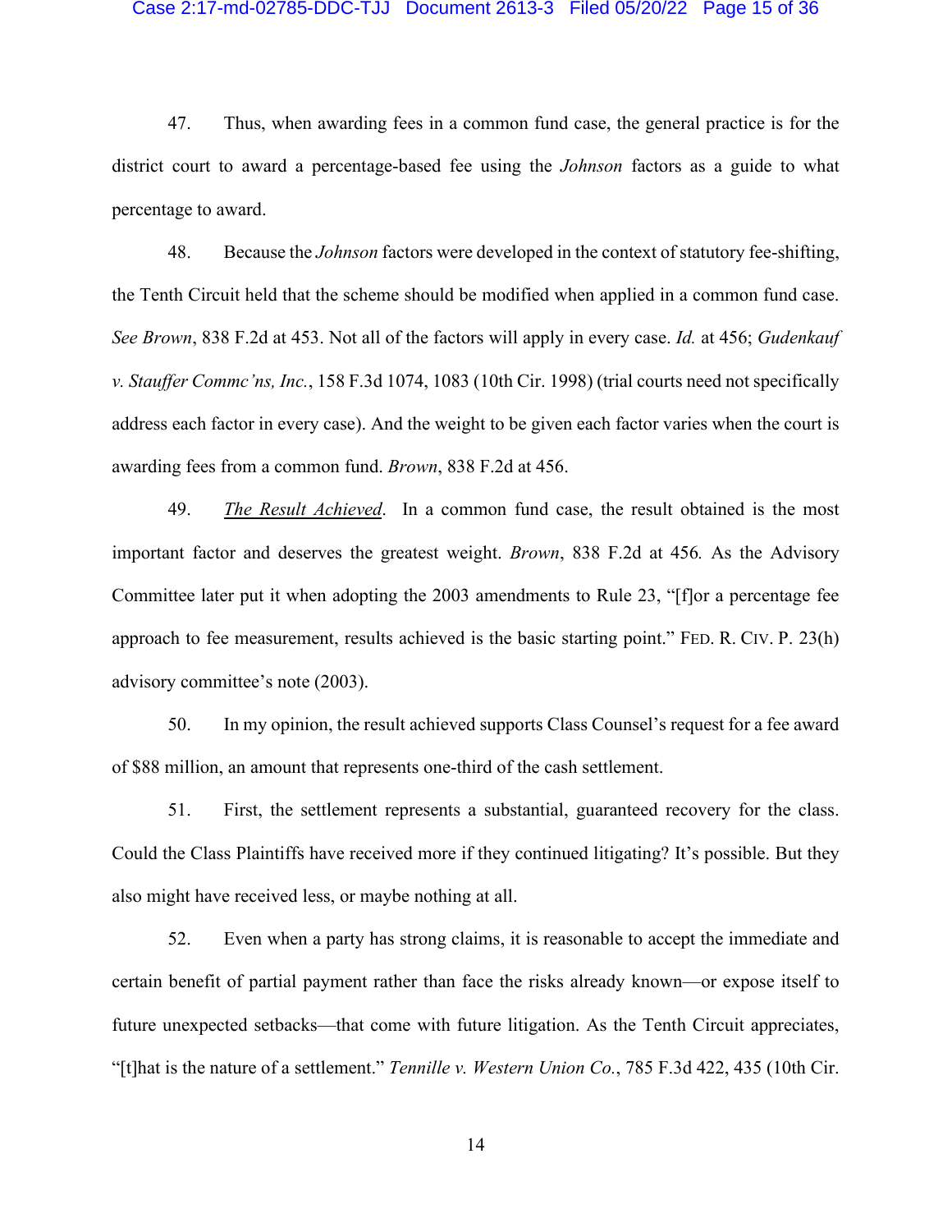47. Thus, when awarding fees in a common fund case, the general practice is for the district court to award a percentage-based fee using the *Johnson* factors as a guide to what percentage to award.

48. Because the *Johnson* factors were developed in the context of statutory fee-shifting, the Tenth Circuit held that the scheme should be modified when applied in a common fund case. *See Brown*, 838 F.2d at 453. Not all of the factors will apply in every case. *Id.* at 456; *Gudenkauf v. Stauffer Commc'ns, Inc.*, 158 F.3d 1074, 1083 (10th Cir. 1998) (trial courts need not specifically address each factor in every case). And the weight to be given each factor varies when the court is awarding fees from a common fund. *Brown*, 838 F.2d at 456.

49. *The Result Achieved*. In a common fund case, the result obtained is the most important factor and deserves the greatest weight. *Brown*, 838 F.2d at 456. As the Advisory Committee later put it when adopting the 2003 amendments to Rule 23, "[f]or a percentage fee approach to fee measurement, results achieved is the basic starting point." FED. R. CIV. P. 23(h) advisory committee's note (2003).

50. In my opinion, the result achieved supports Class Counsel's request for a fee award of $88 million, an amount that represents one-third of the cash settlement.

51. First, the settlement represents a substantial, guaranteed recovery for the class. Could the Class Plaintiffs have received more if they continued litigating? It's possible. But they also might have received less, or maybe nothing at all.

52. Even when a party has strong claims, it is reasonable to accept the immediate and certain benefit of partial payment rather than face the risks already known—or expose itself to future unexpected setbacks—that come with future litigation. As the Tenth Circuit appreciates, "[t]hat is the nature of a settlement." *Tennille v. Western Union Co.*, 785 F.3d 422, 435 (10th Cir.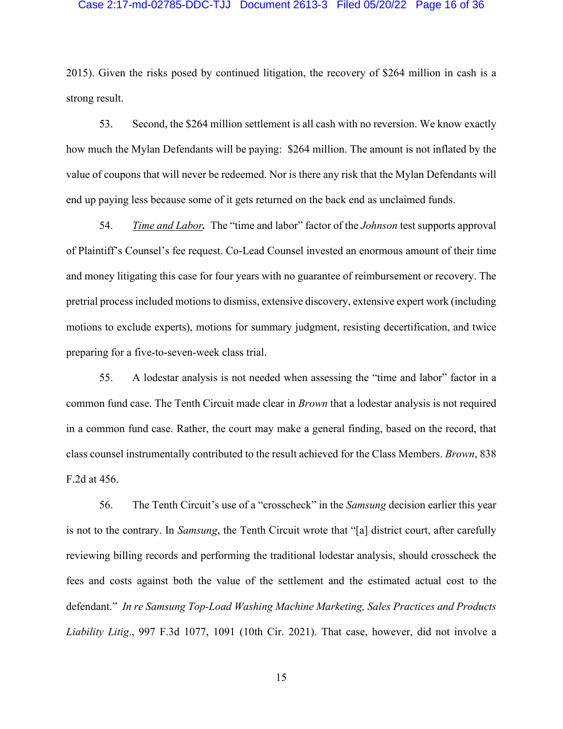2015). Given the risks posed by continued litigation, the recovery of $264 million in cash is a strong result.

53. Second, the $264 million settlement is all cash with no reversion. We know exactly how much the Mylan Defendants will be paying: $264 million. The amount is not inflated by the value of coupons that will never be redeemed. Nor is there any risk that the Mylan Defendants will end up paying less because some of it gets returned on the back end as unclaimed funds.

54. ***Time and Labor.*** The "time and labor" factor of the *Johnson* test supports approval of Plaintiff's Counsel's fee request. Co-Lead Counsel invested an enormous amount of their time and money litigating this case for four years with no guarantee of reimbursement or recovery. The pretrial process included motions to dismiss, extensive discovery, extensive expert work (including motions to exclude experts), motions for summary judgment, resisting decertification, and twice preparing for a five-to-seven-week class trial.

55. A lodestar analysis is not needed when assessing the "time and labor" factor in a common fund case. The Tenth Circuit made clear in *Brown* that a lodestar analysis is not required in a common fund case. Rather, the court may make a general finding, based on the record, that class counsel instrumentally contributed to the result achieved for the Class Members. *Brown*, 838 F.2d at 456.

56. The Tenth Circuit's use of a "crosscheck" in the *Samsung* decision earlier this year is not to the contrary. In *Samsung*, the Tenth Circuit wrote that "[a] district court, after carefully reviewing billing records and performing the traditional lodestar analysis, should crosscheck the fees and costs against both the value of the settlement and the estimated actual cost to the defendant." *In re Samsung Top-Load Washing Machine Marketing, Sales Practices and Products Liability Litig*., 997 F.3d 1077, 1091 (10th Cir. 2021). That case, however, did not involve a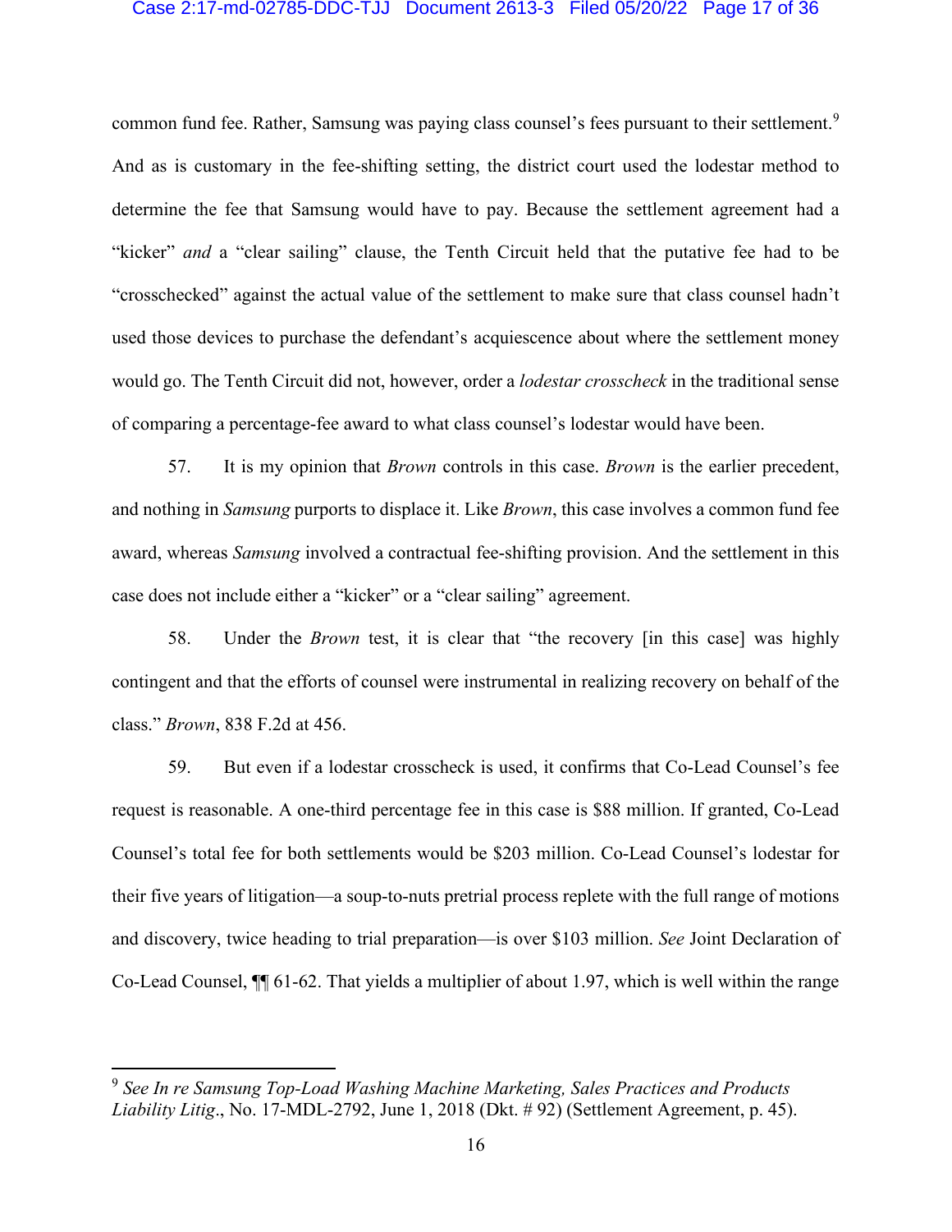common fund fee. Rather, Samsung was paying class counsel's fees pursuant to their settlement.[9] And as is customary in the fee-shifting setting, the district court used the lodestar method to determine the fee that Samsung would have to pay. Because the settlement agreement had a "kicker" *and* a "clear sailing" clause, the Tenth Circuit held that the putative fee had to be "crosschecked" against the actual value of the settlement to make sure that class counsel hadn't used those devices to purchase the defendant's acquiescence about where the settlement money would go. The Tenth Circuit did not, however, order a *lodestar crosscheck* in the traditional sense of comparing a percentage-fee award to what class counsel's lodestar would have been.

57. It is my opinion that *Brown* controls in this case. *Brown* is the earlier precedent, and nothing in *Samsung* purports to displace it. Like *Brown*, this case involves a common fund fee award, whereas *Samsung* involved a contractual fee-shifting provision. And the settlement in this case does not include either a "kicker" or a "clear sailing" agreement.

58. Under the *Brown* test, it is clear that "the recovery [in this case] was highly contingent and that the efforts of counsel were instrumental in realizing recovery on behalf of the class." *Brown*, 838 F.2d at 456.

59. But even if a lodestar crosscheck is used, it confirms that Co-Lead Counsel's fee request is reasonable. A one-third percentage fee in this case is $88 million. If granted, Co-Lead Counsel's total fee for both settlements would be $203 million. Co-Lead Counsel's lodestar for their five years of litigation—a soup-to-nuts pretrial process replete with the full range of motions and discovery, twice heading to trial preparation—is over $103 million. *See* Joint Declaration of Co-Lead Counsel, ¶¶ 61-62. That yields a multiplier of about 1.97, which is well within the range

---

[9] *See In re Samsung Top-Load Washing Machine Marketing, Sales Practices and Products Liability Litig*., No. 17-MDL-2792, June 1, 2018 (Dkt. # 92) (Settlement Agreement, p. 45).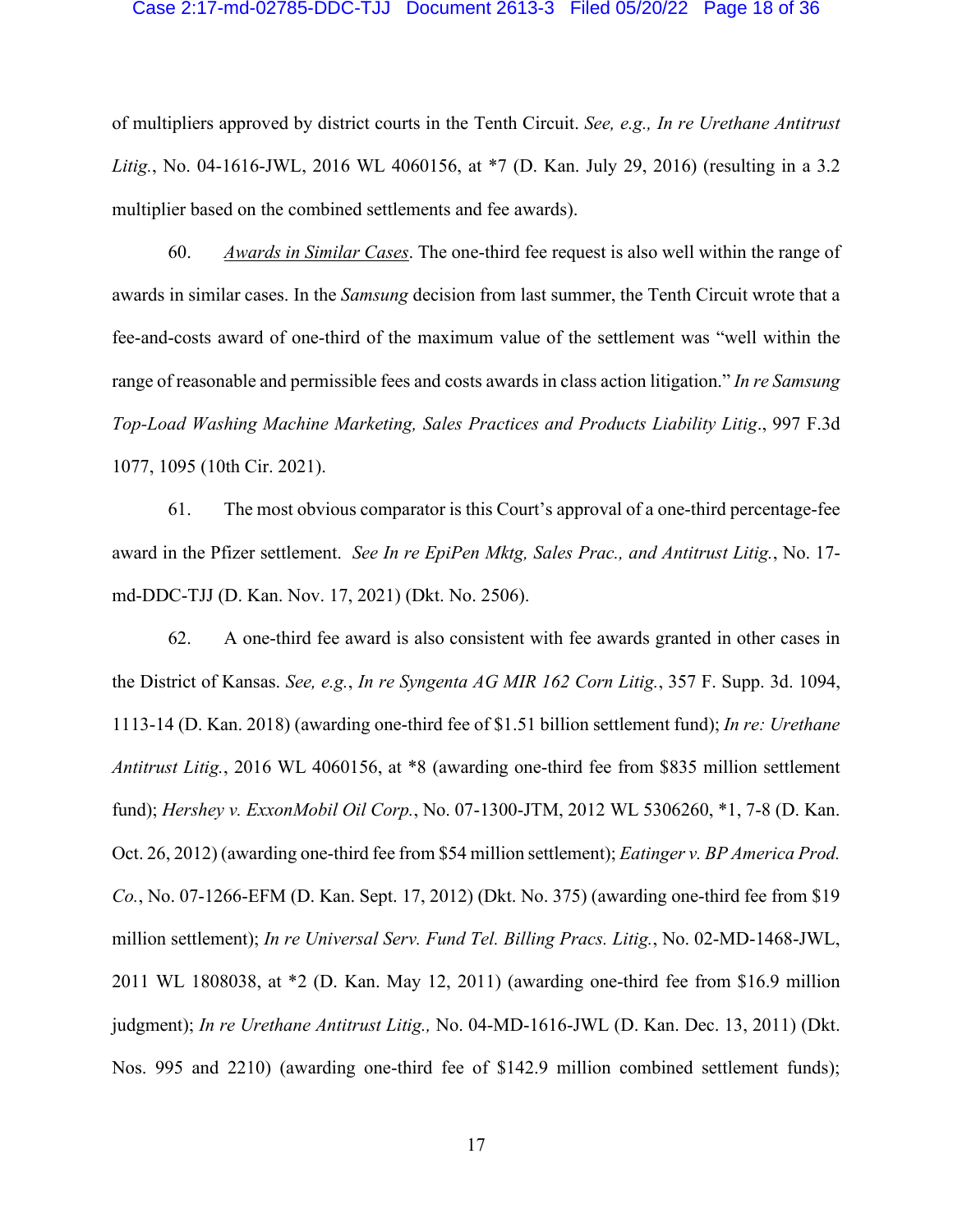of multipliers approved by district courts in the Tenth Circuit. *See, e.g., In re Urethane Antitrust Litig.*, No. 04-1616-JWL, 2016 WL 4060156, at *7 (D. Kan. July 29, 2016) (resulting in a 3.2 multiplier based on the combined settlements and fee awards).

60. *Awards in Similar Cases*. The one-third fee request is also well within the range of awards in similar cases. In the *Samsung* decision from last summer, the Tenth Circuit wrote that a fee-and-costs award of one-third of the maximum value of the settlement was "well within the range of reasonable and permissible fees and costs awards in class action litigation." *In re Samsung Top-Load Washing Machine Marketing, Sales Practices and Products Liability Litig*., 997 F.3d 1077, 1095 (10th Cir. 2021).

61. The most obvious comparator is this Court's approval of a one-third percentage-fee award in the Pfizer settlement. *See In re EpiPen Mktg, Sales Prac., and Antitrust Litig.*, No. 17-md-DDC-TJJ (D. Kan. Nov. 17, 2021) (Dkt. No. 2506).

62. A one-third fee award is also consistent with fee awards granted in other cases in the District of Kansas. *See, e.g.*, *In re Syngenta AG MIR 162 Corn Litig.*, 357 F. Supp. 3d. 1094, 1113-14 (D. Kan. 2018) (awarding one-third fee of $1.51 billion settlement fund); *In re: Urethane Antitrust Litig.*, 2016 WL 4060156, at *8 (awarding one-third fee from $835 million settlement fund); *Hershey v. ExxonMobil Oil Corp.*, No. 07-1300-JTM, 2012 WL 5306260, *1, 7-8 (D. Kan. Oct. 26, 2012) (awarding one-third fee from $54 million settlement); *Eatinger v. BP America Prod. Co.*, No. 07-1266-EFM (D. Kan. Sept. 17, 2012) (Dkt. No. 375) (awarding one-third fee from $19 million settlement); *In re Universal Serv. Fund Tel. Billing Pracs. Litig.*, No. 02-MD-1468-JWL, 2011 WL 1808038, at *2 (D. Kan. May 12, 2011) (awarding one-third fee from $16.9 million judgment); *In re Urethane Antitrust Litig.,* No. 04-MD-1616-JWL (D. Kan. Dec. 13, 2011) (Dkt. Nos. 995 and 2210) (awarding one-third fee of $142.9 million combined settlement funds);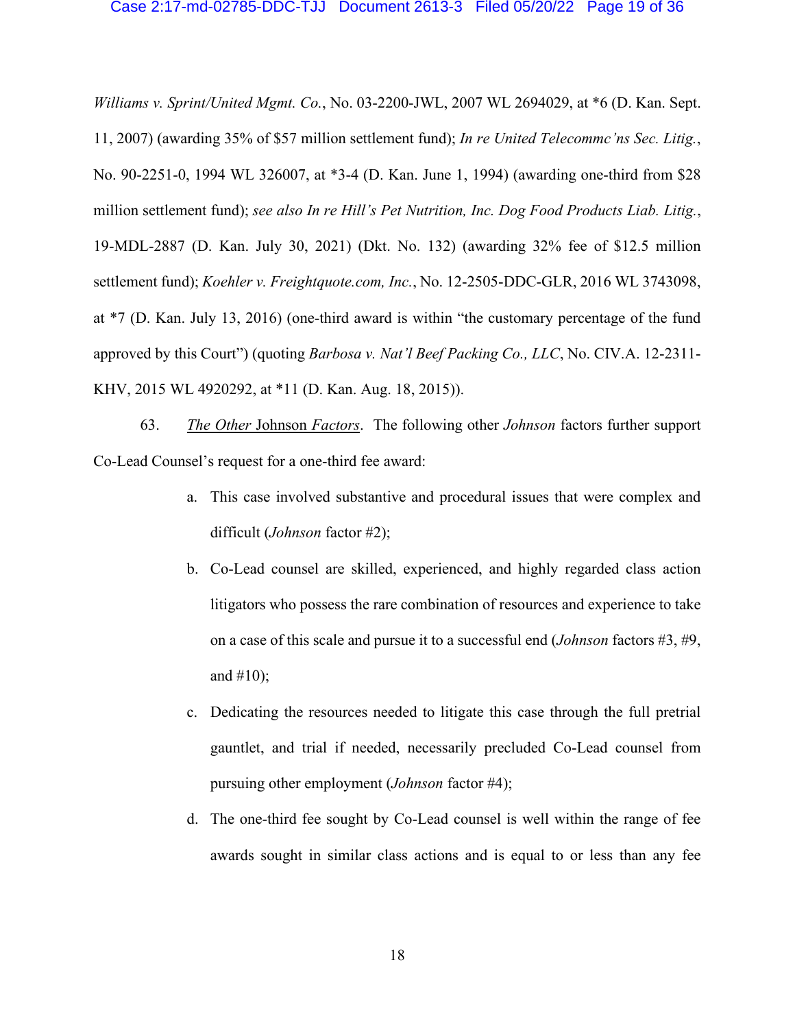*Williams v. Sprint/United Mgmt. Co.*, No. 03-2200-JWL, 2007 WL 2694029, at *6 (D. Kan. Sept. 11, 2007) (awarding 35% of $57 million settlement fund); *In re United Telecommc'ns Sec. Litig.*, No. 90-2251-0, 1994 WL 326007, at *3-4 (D. Kan. June 1, 1994) (awarding one-third from $28 million settlement fund); *see also In re Hill's Pet Nutrition, Inc. Dog Food Products Liab. Litig.*, 19-MDL-2887 (D. Kan. July 30, 2021) (Dkt. No. 132) (awarding 32% fee of $12.5 million settlement fund); *Koehler v. Freightquote.com, Inc.*, No. 12-2505-DDC-GLR, 2016 WL 3743098, at *7 (D. Kan. July 13, 2016) (one-third award is within "the customary percentage of the fund approved by this Court") (quoting *Barbosa v. Nat'l Beef Packing Co., LLC*, No. CIV.A. 12-2311-KHV, 2015 WL 4920292, at *11 (D. Kan. Aug. 18, 2015)).

63. *The Other* Johnson *Factors*. The following other *Johnson* factors further support Co-Lead Counsel's request for a one-third fee award:

a. This case involved substantive and procedural issues that were complex and difficult (*Johnson* factor #2);

b. Co-Lead counsel are skilled, experienced, and highly regarded class action litigators who possess the rare combination of resources and experience to take on a case of this scale and pursue it to a successful end (*Johnson* factors #3, #9, and #10);

c. Dedicating the resources needed to litigate this case through the full pretrial gauntlet, and trial if needed, necessarily precluded Co-Lead counsel from pursuing other employment (*Johnson* factor #4);

d. The one-third fee sought by Co-Lead counsel is well within the range of fee awards sought in similar class actions and is equal to or less than any fee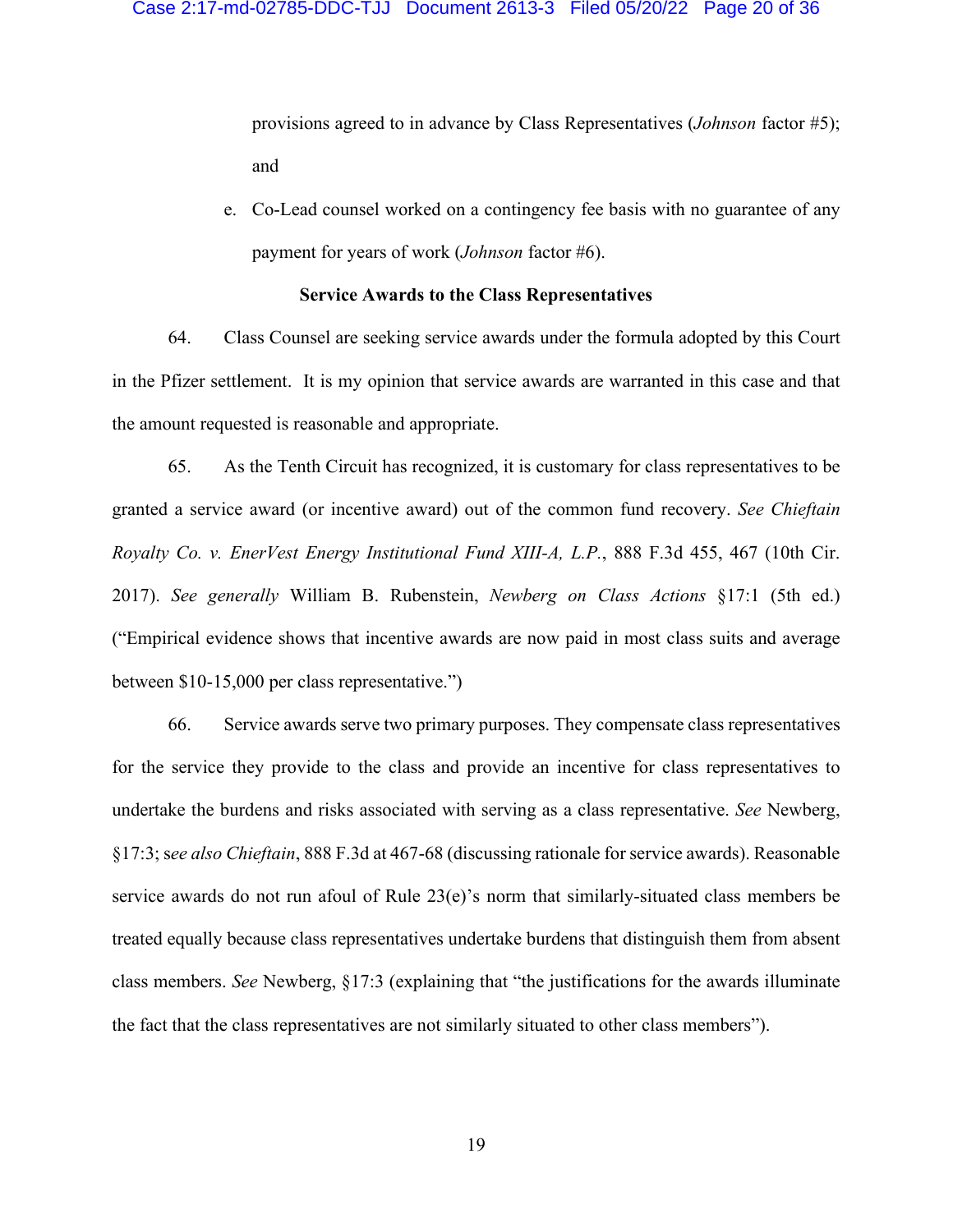provisions agreed to in advance by Class Representatives (*Johnson* factor #5); and

e. Co-Lead counsel worked on a contingency fee basis with no guarantee of any payment for years of work (*Johnson* factor #6).

**Service Awards to the Class Representatives**

64. Class Counsel are seeking service awards under the formula adopted by this Court in the Pfizer settlement. It is my opinion that service awards are warranted in this case and that the amount requested is reasonable and appropriate.

65. As the Tenth Circuit has recognized, it is customary for class representatives to be granted a service award (or incentive award) out of the common fund recovery. *See Chieftain Royalty Co. v. EnerVest Energy Institutional Fund XIII-A, L.P.*, 888 F.3d 455, 467 (10th Cir. 2017). *See generally* William B. Rubenstein, *Newberg on Class Actions* §17:1 (5th ed.) ("Empirical evidence shows that incentive awards are now paid in most class suits and average between $10-15,000 per class representative.")

66. Service awards serve two primary purposes. They compensate class representatives for the service they provide to the class and provide an incentive for class representatives to undertake the burdens and risks associated with serving as a class representative. *See* Newberg, §17:3; s*ee also Chieftain*, 888 F.3d at 467-68 (discussing rationale for service awards). Reasonable service awards do not run afoul of Rule 23(e)'s norm that similarly-situated class members be treated equally because class representatives undertake burdens that distinguish them from absent class members. *See* Newberg, §17:3 (explaining that "the justifications for the awards illuminate the fact that the class representatives are not similarly situated to other class members").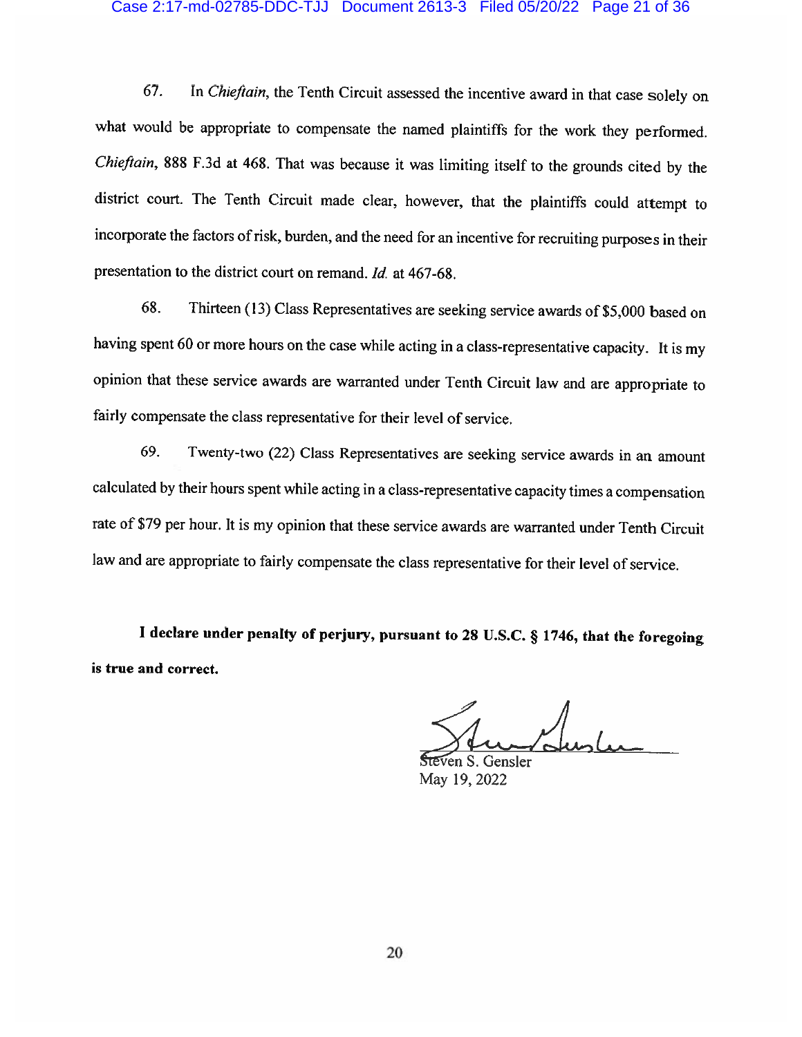67. In *Chieftain*, the Tenth Circuit assessed the incentive award in that case solely on what would be appropriate to compensate the named plaintiffs for the work they performed. *Chieftain*, 888 F.3d at 468. That was because it was limiting itself to the grounds cited by the district court. The Tenth Circuit made clear, however, that the plaintiffs could attempt to incorporate the factors of risk, burden, and the need for an incentive for recruiting purposes in their presentation to the district court on remand. *Id.* at 467-68.

68. Thirteen (13) Class Representatives are seeking service awards of $5,000 based on having spent 60 or more hours on the case while acting in a class-representative capacity. It is my opinion that these service awards are warranted under Tenth Circuit law and are appropriate to fairly compensate the class representative for their level of service.

69. Twenty-two (22) Class Representatives are seeking service awards in an amount calculated by their hours spent while acting in a class-representative capacity times a compensation rate of $79 per hour. It is my opinion that these service awards are warranted under Tenth Circuit law and are appropriate to fairly compensate the class representative for their level of service.

**I declare under penalty of perjury, pursuant to 28 U.S.C. § 1746, that the foregoing is true and correct.**

Steven S. Gensler
May 19, 2022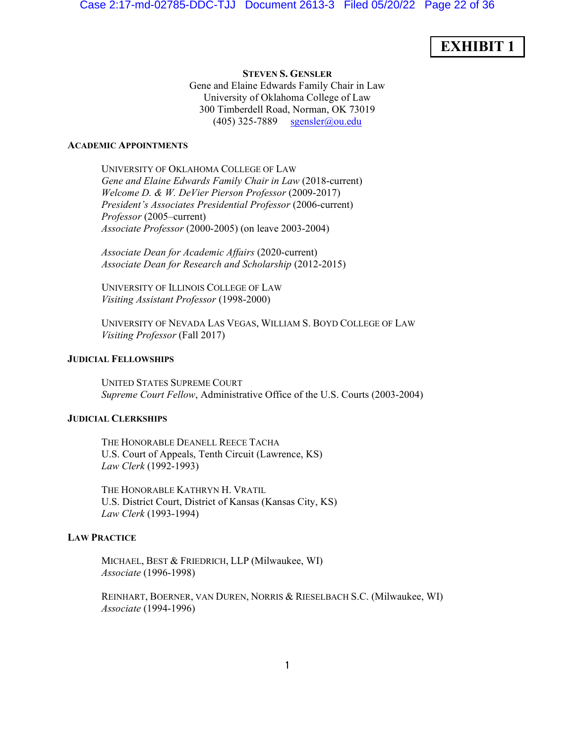**EXHIBIT 1**

**STEVEN S. GENSLER**
Gene and Elaine Edwards Family Chair in Law
University of Oklahoma College of Law
300 Timberdell Road, Norman, OK 73019
(405) 325-7889 sgensler@ou.edu

## ACADEMIC APPOINTMENTS

UNIVERSITY OF OKLAHOMA COLLEGE OF LAW
*Gene and Elaine Edwards Family Chair in Law* (2018-current)
*Welcome D. & W. DeVier Pierson Professor* (2009-2017)
*President's Associates Presidential Professor* (2006-current)
*Professor* (2005–current)
*Associate Professor* (2000-2005) (on leave 2003-2004)

*Associate Dean for Academic Affairs* (2020-current)
*Associate Dean for Research and Scholarship* (2012-2015)

UNIVERSITY OF ILLINOIS COLLEGE OF LAW
*Visiting Assistant Professor* (1998-2000)

UNIVERSITY OF NEVADA LAS VEGAS, WILLIAM S. BOYD COLLEGE OF LAW
*Visiting Professor* (Fall 2017)

## JUDICIAL FELLOWSHIPS

UNITED STATES SUPREME COURT
*Supreme Court Fellow*, Administrative Office of the U.S. Courts (2003-2004)

## JUDICIAL CLERKSHIPS

THE HONORABLE DEANELL REECE TACHA
U.S. Court of Appeals, Tenth Circuit (Lawrence, KS)
*Law Clerk* (1992-1993)

THE HONORABLE KATHRYN H. VRATIL
U.S. District Court, District of Kansas (Kansas City, KS)
*Law Clerk* (1993-1994)

## LAW PRACTICE

MICHAEL, BEST & FRIEDRICH, LLP (Milwaukee, WI)
*Associate* (1996-1998)

REINHART, BOERNER, VAN DUREN, NORRIS & RIESELBACH S.C. (Milwaukee, WI)
*Associate* (1994-1996)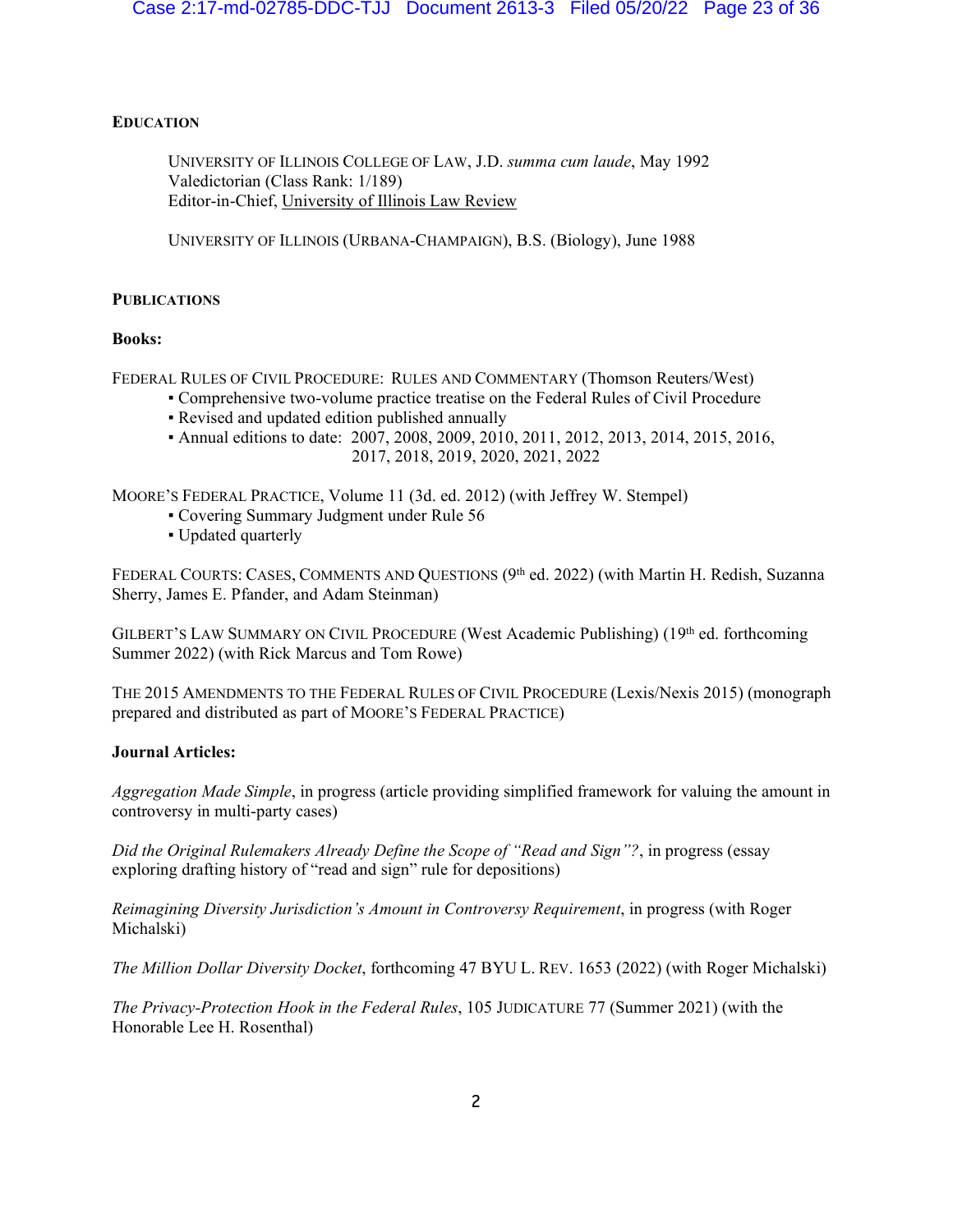## EDUCATION

UNIVERSITY OF ILLINOIS COLLEGE OF LAW, J.D. *summa cum laude*, May 1992
Valedictorian (Class Rank: 1/189)
Editor-in-Chief, University of Illinois Law Review

UNIVERSITY OF ILLINOIS (URBANA-CHAMPAIGN), B.S. (Biology), June 1988

## PUBLICATIONS

### Books:

FEDERAL RULES OF CIVIL PROCEDURE: RULES AND COMMENTARY (Thomson Reuters/West)

- Comprehensive two-volume practice treatise on the Federal Rules of Civil Procedure
- Revised and updated edition published annually
- Annual editions to date: 2007, 2008, 2009, 2010, 2011, 2012, 2013, 2014, 2015, 2016, 2017, 2018, 2019, 2020, 2021, 2022

MOORE'S FEDERAL PRACTICE, Volume 11 (3d. ed. 2012) (with Jeffrey W. Stempel)

- Covering Summary Judgment under Rule 56
- Updated quarterly

FEDERAL COURTS: CASES, COMMENTS AND QUESTIONS (9th ed. 2022) (with Martin H. Redish, Suzanna Sherry, James E. Pfander, and Adam Steinman)

GILBERT'S LAW SUMMARY ON CIVIL PROCEDURE (West Academic Publishing) (19th ed. forthcoming Summer 2022) (with Rick Marcus and Tom Rowe)

THE 2015 AMENDMENTS TO THE FEDERAL RULES OF CIVIL PROCEDURE (Lexis/Nexis 2015) (monograph prepared and distributed as part of MOORE'S FEDERAL PRACTICE)

### Journal Articles:

*Aggregation Made Simple*, in progress (article providing simplified framework for valuing the amount in controversy in multi-party cases)

*Did the Original Rulemakers Already Define the Scope of "Read and Sign"?*, in progress (essay exploring drafting history of "read and sign" rule for depositions)

*Reimagining Diversity Jurisdiction's Amount in Controversy Requirement*, in progress (with Roger Michalski)

*The Million Dollar Diversity Docket*, forthcoming 47 BYU L. REV. 1653 (2022) (with Roger Michalski)

*The Privacy-Protection Hook in the Federal Rules*, 105 JUDICATURE 77 (Summer 2021) (with the Honorable Lee H. Rosenthal)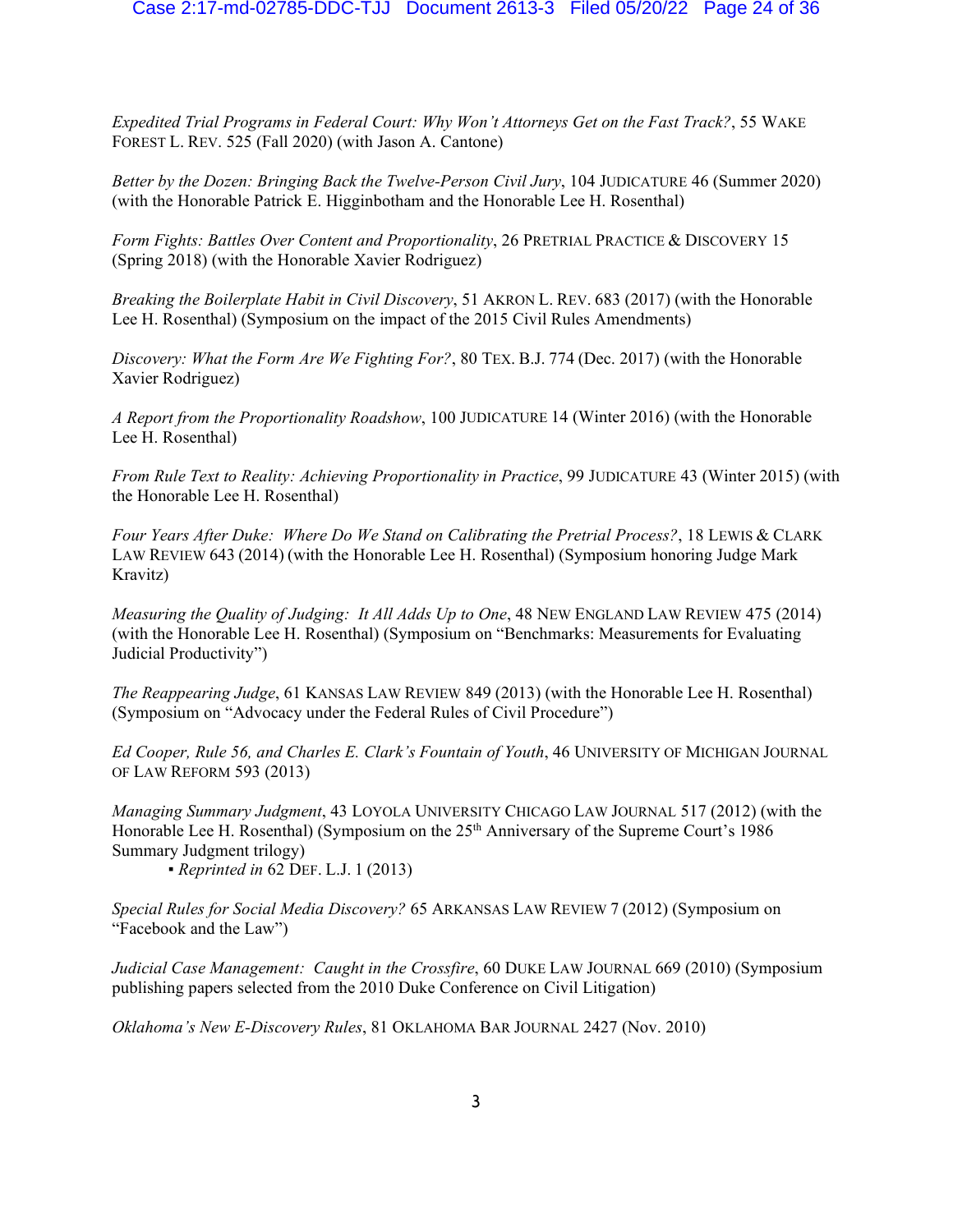*Expedited Trial Programs in Federal Court: Why Won't Attorneys Get on the Fast Track?*, 55 WAKE FOREST L. REV. 525 (Fall 2020) (with Jason A. Cantone)

*Better by the Dozen: Bringing Back the Twelve-Person Civil Jury*, 104 JUDICATURE 46 (Summer 2020) (with the Honorable Patrick E. Higginbotham and the Honorable Lee H. Rosenthal)

*Form Fights: Battles Over Content and Proportionality*, 26 PRETRIAL PRACTICE & DISCOVERY 15 (Spring 2018) (with the Honorable Xavier Rodriguez)

*Breaking the Boilerplate Habit in Civil Discovery*, 51 AKRON L. REV. 683 (2017) (with the Honorable Lee H. Rosenthal) (Symposium on the impact of the 2015 Civil Rules Amendments)

*Discovery: What the Form Are We Fighting For?*, 80 TEX. B.J. 774 (Dec. 2017) (with the Honorable Xavier Rodriguez)

*A Report from the Proportionality Roadshow*, 100 JUDICATURE 14 (Winter 2016) (with the Honorable Lee H. Rosenthal)

*From Rule Text to Reality: Achieving Proportionality in Practice*, 99 JUDICATURE 43 (Winter 2015) (with the Honorable Lee H. Rosenthal)

*Four Years After Duke: Where Do We Stand on Calibrating the Pretrial Process?*, 18 LEWIS & CLARK LAW REVIEW 643 (2014) (with the Honorable Lee H. Rosenthal) (Symposium honoring Judge Mark Kravitz)

*Measuring the Quality of Judging: It All Adds Up to One*, 48 NEW ENGLAND LAW REVIEW 475 (2014) (with the Honorable Lee H. Rosenthal) (Symposium on "Benchmarks: Measurements for Evaluating Judicial Productivity")

*The Reappearing Judge*, 61 KANSAS LAW REVIEW 849 (2013) (with the Honorable Lee H. Rosenthal) (Symposium on "Advocacy under the Federal Rules of Civil Procedure")

*Ed Cooper, Rule 56, and Charles E. Clark's Fountain of Youth*, 46 UNIVERSITY OF MICHIGAN JOURNAL OF LAW REFORM 593 (2013)

*Managing Summary Judgment*, 43 LOYOLA UNIVERSITY CHICAGO LAW JOURNAL 517 (2012) (with the Honorable Lee H. Rosenthal) (Symposium on the 25th Anniversary of the Supreme Court's 1986 Summary Judgment trilogy)

- *Reprinted in* 62 DEF. L.J. 1 (2013)

*Special Rules for Social Media Discovery?* 65 ARKANSAS LAW REVIEW 7 (2012) (Symposium on "Facebook and the Law")

*Judicial Case Management: Caught in the Crossfire*, 60 DUKE LAW JOURNAL 669 (2010) (Symposium publishing papers selected from the 2010 Duke Conference on Civil Litigation)

*Oklahoma's New E-Discovery Rules*, 81 OKLAHOMA BAR JOURNAL 2427 (Nov. 2010)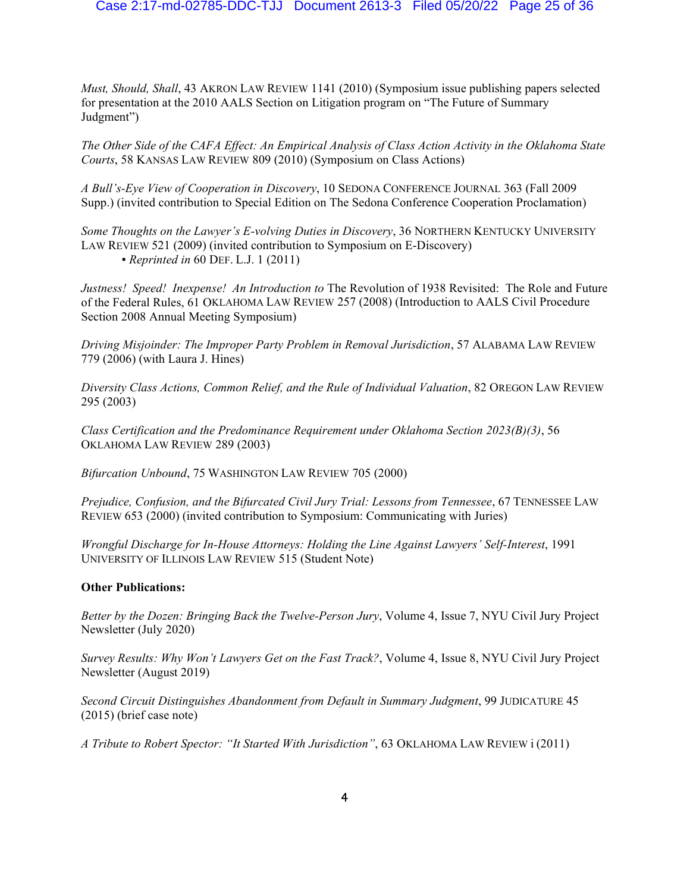*Must, Should, Shall*, 43 AKRON LAW REVIEW 1141 (2010) (Symposium issue publishing papers selected for presentation at the 2010 AALS Section on Litigation program on "The Future of Summary Judgment")

*The Other Side of the CAFA Effect: An Empirical Analysis of Class Action Activity in the Oklahoma State Courts*, 58 KANSAS LAW REVIEW 809 (2010) (Symposium on Class Actions)

*A Bull's-Eye View of Cooperation in Discovery*, 10 SEDONA CONFERENCE JOURNAL 363 (Fall 2009 Supp.) (invited contribution to Special Edition on The Sedona Conference Cooperation Proclamation)

*Some Thoughts on the Lawyer's E-volving Duties in Discovery*, 36 NORTHERN KENTUCKY UNIVERSITY LAW REVIEW 521 (2009) (invited contribution to Symposium on E-Discovery)

- *Reprinted in* 60 DEF. L.J. 1 (2011)

*Justness! Speed! Inexpense! An Introduction to* The Revolution of 1938 Revisited: The Role and Future of the Federal Rules, 61 OKLAHOMA LAW REVIEW 257 (2008) (Introduction to AALS Civil Procedure Section 2008 Annual Meeting Symposium)

*Driving Misjoinder: The Improper Party Problem in Removal Jurisdiction*, 57 ALABAMA LAW REVIEW 779 (2006) (with Laura J. Hines)

*Diversity Class Actions, Common Relief, and the Rule of Individual Valuation*, 82 OREGON LAW REVIEW 295 (2003)

*Class Certification and the Predominance Requirement under Oklahoma Section 2023(B)(3)*, 56 OKLAHOMA LAW REVIEW 289 (2003)

*Bifurcation Unbound*, 75 WASHINGTON LAW REVIEW 705 (2000)

*Prejudice, Confusion, and the Bifurcated Civil Jury Trial: Lessons from Tennessee*, 67 TENNESSEE LAW REVIEW 653 (2000) (invited contribution to Symposium: Communicating with Juries)

*Wrongful Discharge for In-House Attorneys: Holding the Line Against Lawyers' Self-Interest*, 1991 UNIVERSITY OF ILLINOIS LAW REVIEW 515 (Student Note)

**Other Publications:**

*Better by the Dozen: Bringing Back the Twelve-Person Jury*, Volume 4, Issue 7, NYU Civil Jury Project Newsletter (July 2020)

*Survey Results: Why Won't Lawyers Get on the Fast Track?*, Volume 4, Issue 8, NYU Civil Jury Project Newsletter (August 2019)

*Second Circuit Distinguishes Abandonment from Default in Summary Judgment*, 99 JUDICATURE 45 (2015) (brief case note)

*A Tribute to Robert Spector: "It Started With Jurisdiction"*, 63 OKLAHOMA LAW REVIEW i (2011)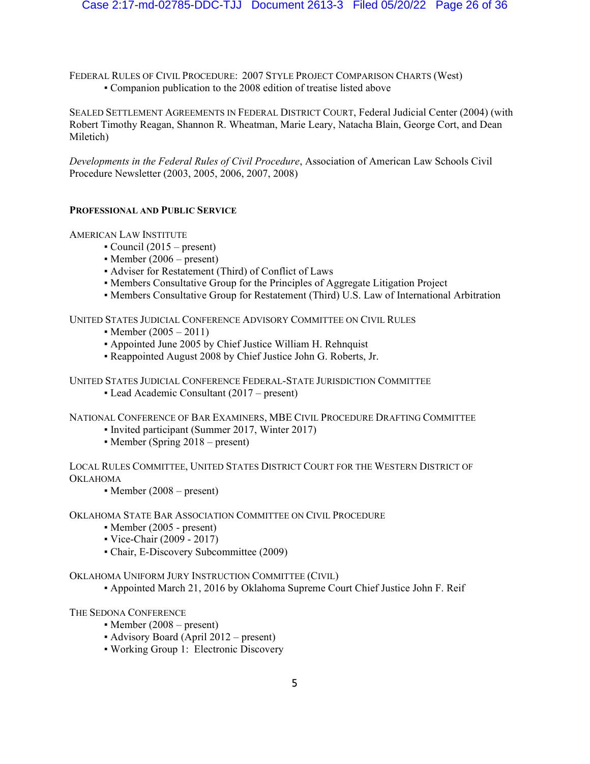FEDERAL RULES OF CIVIL PROCEDURE: 2007 STYLE PROJECT COMPARISON CHARTS (West)

- Companion publication to the 2008 edition of treatise listed above

SEALED SETTLEMENT AGREEMENTS IN FEDERAL DISTRICT COURT, Federal Judicial Center (2004) (with Robert Timothy Reagan, Shannon R. Wheatman, Marie Leary, Natacha Blain, George Cort, and Dean Miletich)

*Developments in the Federal Rules of Civil Procedure*, Association of American Law Schools Civil Procedure Newsletter (2003, 2005, 2006, 2007, 2008)

## PROFESSIONAL AND PUBLIC SERVICE

AMERICAN LAW INSTITUTE

- Council (2015 – present)
- Member (2006 – present)
- Adviser for Restatement (Third) of Conflict of Laws
- Members Consultative Group for the Principles of Aggregate Litigation Project
- Members Consultative Group for Restatement (Third) U.S. Law of International Arbitration

UNITED STATES JUDICIAL CONFERENCE ADVISORY COMMITTEE ON CIVIL RULES

- Member (2005 – 2011)
- Appointed June 2005 by Chief Justice William H. Rehnquist
- Reappointed August 2008 by Chief Justice John G. Roberts, Jr.

UNITED STATES JUDICIAL CONFERENCE FEDERAL-STATE JURISDICTION COMMITTEE

- Lead Academic Consultant (2017 – present)

NATIONAL CONFERENCE OF BAR EXAMINERS, MBE CIVIL PROCEDURE DRAFTING COMMITTEE

- Invited participant (Summer 2017, Winter 2017)
- Member (Spring 2018 – present)

LOCAL RULES COMMITTEE, UNITED STATES DISTRICT COURT FOR THE WESTERN DISTRICT OF OKLAHOMA

- Member (2008 – present)

OKLAHOMA STATE BAR ASSOCIATION COMMITTEE ON CIVIL PROCEDURE

- Member (2005 - present)
- Vice-Chair (2009 - 2017)
- Chair, E-Discovery Subcommittee (2009)

OKLAHOMA UNIFORM JURY INSTRUCTION COMMITTEE (CIVIL)

- Appointed March 21, 2016 by Oklahoma Supreme Court Chief Justice John F. Reif

THE SEDONA CONFERENCE

- Member (2008 – present)
- Advisory Board (April 2012 – present)
- Working Group 1: Electronic Discovery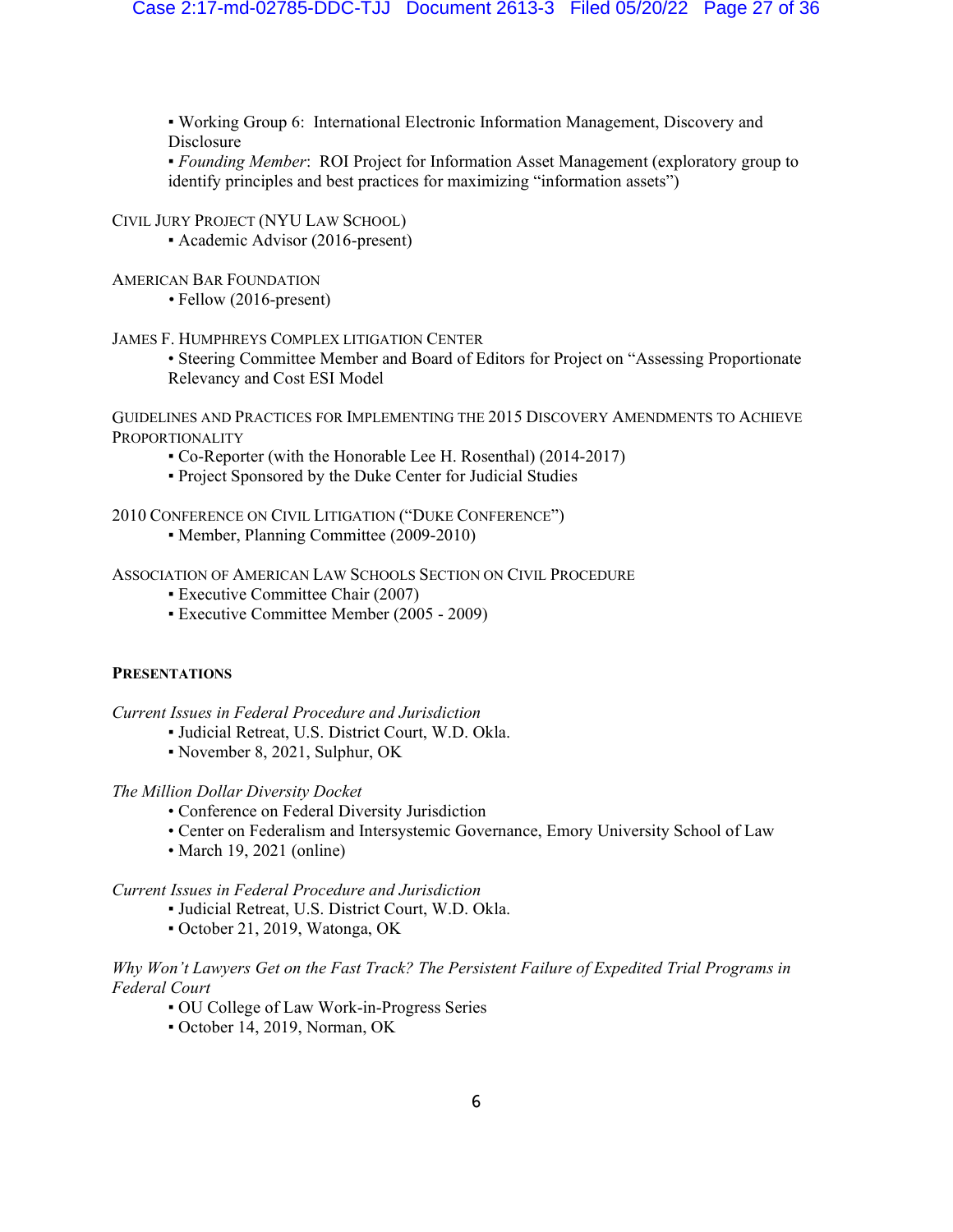- Working Group 6: International Electronic Information Management, Discovery and Disclosure
- *Founding Member*: ROI Project for Information Asset Management (exploratory group to identify principles and best practices for maximizing "information assets")

CIVIL JURY PROJECT (NYU LAW SCHOOL)
- Academic Advisor (2016-present)

AMERICAN BAR FOUNDATION
- Fellow (2016-present)

JAMES F. HUMPHREYS COMPLEX LITIGATION CENTER
- Steering Committee Member and Board of Editors for Project on "Assessing Proportionate Relevancy and Cost ESI Model

GUIDELINES AND PRACTICES FOR IMPLEMENTING THE 2015 DISCOVERY AMENDMENTS TO ACHIEVE PROPORTIONALITY
- Co-Reporter (with the Honorable Lee H. Rosenthal) (2014-2017)
- Project Sponsored by the Duke Center for Judicial Studies

2010 CONFERENCE ON CIVIL LITIGATION ("DUKE CONFERENCE")
- Member, Planning Committee (2009-2010)

ASSOCIATION OF AMERICAN LAW SCHOOLS SECTION ON CIVIL PROCEDURE
- Executive Committee Chair (2007)
- Executive Committee Member (2005 - 2009)

## PRESENTATIONS

*Current Issues in Federal Procedure and Jurisdiction*
- Judicial Retreat, U.S. District Court, W.D. Okla.
- November 8, 2021, Sulphur, OK

*The Million Dollar Diversity Docket*
- Conference on Federal Diversity Jurisdiction
- Center on Federalism and Intersystemic Governance, Emory University School of Law
- March 19, 2021 (online)

*Current Issues in Federal Procedure and Jurisdiction*
- Judicial Retreat, U.S. District Court, W.D. Okla.
- October 21, 2019, Watonga, OK

*Why Won't Lawyers Get on the Fast Track? The Persistent Failure of Expedited Trial Programs in Federal Court*
- OU College of Law Work-in-Progress Series
- October 14, 2019, Norman, OK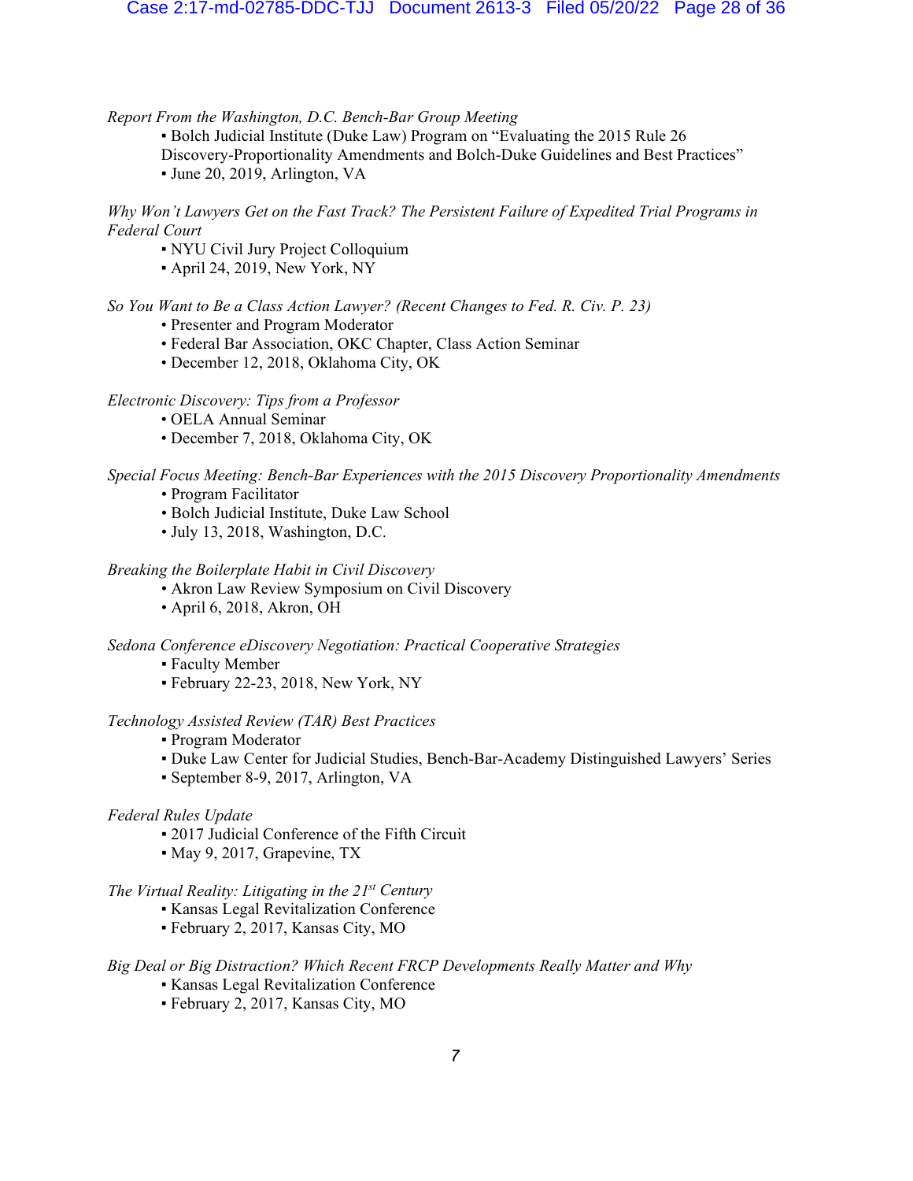*Report From the Washington, D.C. Bench-Bar Group Meeting*

- ▪ Bolch Judicial Institute (Duke Law) Program on "Evaluating the 2015 Rule 26 Discovery-Proportionality Amendments and Bolch-Duke Guidelines and Best Practices"
- ▪ June 20, 2019, Arlington, VA

*Why Won't Lawyers Get on the Fast Track? The Persistent Failure of Expedited Trial Programs in Federal Court*

- ▪ NYU Civil Jury Project Colloquium
- ▪ April 24, 2019, New York, NY

*So You Want to Be a Class Action Lawyer? (Recent Changes to Fed. R. Civ. P. 23)*

- • Presenter and Program Moderator
- • Federal Bar Association, OKC Chapter, Class Action Seminar
- • December 12, 2018, Oklahoma City, OK

*Electronic Discovery: Tips from a Professor*

- • OELA Annual Seminar
- • December 7, 2018, Oklahoma City, OK

*Special Focus Meeting: Bench-Bar Experiences with the 2015 Discovery Proportionality Amendments*

- • Program Facilitator
- • Bolch Judicial Institute, Duke Law School
- • July 13, 2018, Washington, D.C.

*Breaking the Boilerplate Habit in Civil Discovery*

- • Akron Law Review Symposium on Civil Discovery
- • April 6, 2018, Akron, OH

*Sedona Conference eDiscovery Negotiation: Practical Cooperative Strategies*

- ▪ Faculty Member
- ▪ February 22-23, 2018, New York, NY

*Technology Assisted Review (TAR) Best Practices*

- ▪ Program Moderator
- ▪ Duke Law Center for Judicial Studies, Bench-Bar-Academy Distinguished Lawyers' Series
- ▪ September 8-9, 2017, Arlington, VA

*Federal Rules Update*

- ▪ 2017 Judicial Conference of the Fifth Circuit
- ▪ May 9, 2017, Grapevine, TX

*The Virtual Reality: Litigating in the 21st Century*

- ▪ Kansas Legal Revitalization Conference
- ▪ February 2, 2017, Kansas City, MO

*Big Deal or Big Distraction? Which Recent FRCP Developments Really Matter and Why*

- ▪ Kansas Legal Revitalization Conference
- ▪ February 2, 2017, Kansas City, MO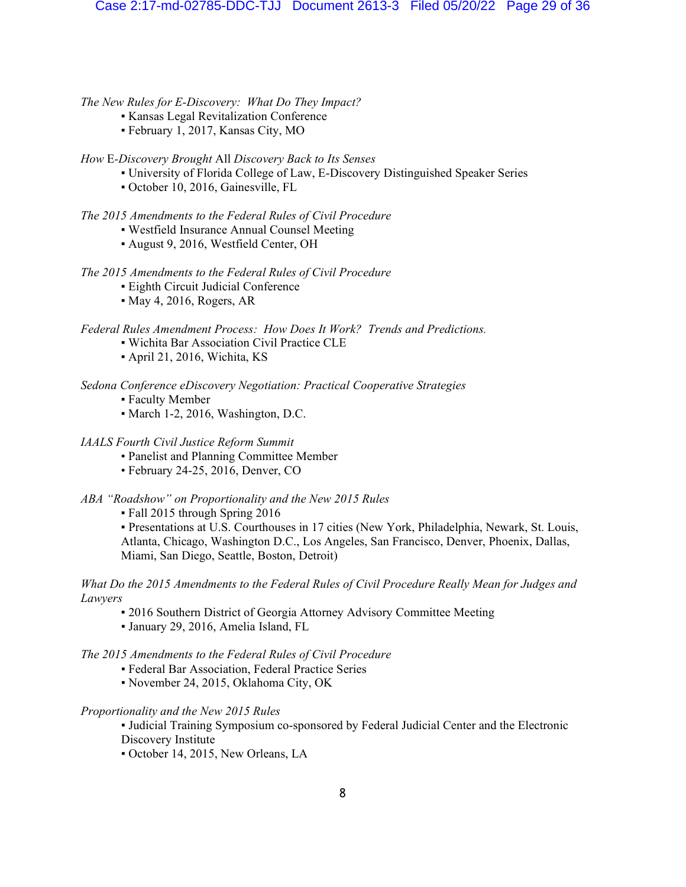*The New Rules for E-Discovery: What Do They Impact?*
- Kansas Legal Revitalization Conference
- February 1, 2017, Kansas City, MO

*How* E*-Discovery Brought* All *Discovery Back to Its Senses*
- University of Florida College of Law, E-Discovery Distinguished Speaker Series
- October 10, 2016, Gainesville, FL

*The 2015 Amendments to the Federal Rules of Civil Procedure*
- Westfield Insurance Annual Counsel Meeting
- August 9, 2016, Westfield Center, OH

*The 2015 Amendments to the Federal Rules of Civil Procedure*
- Eighth Circuit Judicial Conference
- May 4, 2016, Rogers, AR

*Federal Rules Amendment Process: How Does It Work? Trends and Predictions.*
- Wichita Bar Association Civil Practice CLE
- April 21, 2016, Wichita, KS

*Sedona Conference eDiscovery Negotiation: Practical Cooperative Strategies*
- Faculty Member
- March 1-2, 2016, Washington, D.C.

*IAALS Fourth Civil Justice Reform Summit*
- Panelist and Planning Committee Member
- February 24-25, 2016, Denver, CO

*ABA "Roadshow" on Proportionality and the New 2015 Rules*
- Fall 2015 through Spring 2016
- Presentations at U.S. Courthouses in 17 cities (New York, Philadelphia, Newark, St. Louis, Atlanta, Chicago, Washington D.C., Los Angeles, San Francisco, Denver, Phoenix, Dallas, Miami, San Diego, Seattle, Boston, Detroit)

*What Do the 2015 Amendments to the Federal Rules of Civil Procedure Really Mean for Judges and Lawyers*
- 2016 Southern District of Georgia Attorney Advisory Committee Meeting
- January 29, 2016, Amelia Island, FL

*The 2015 Amendments to the Federal Rules of Civil Procedure*
- Federal Bar Association, Federal Practice Series
- November 24, 2015, Oklahoma City, OK

*Proportionality and the New 2015 Rules*
- Judicial Training Symposium co-sponsored by Federal Judicial Center and the Electronic Discovery Institute
- October 14, 2015, New Orleans, LA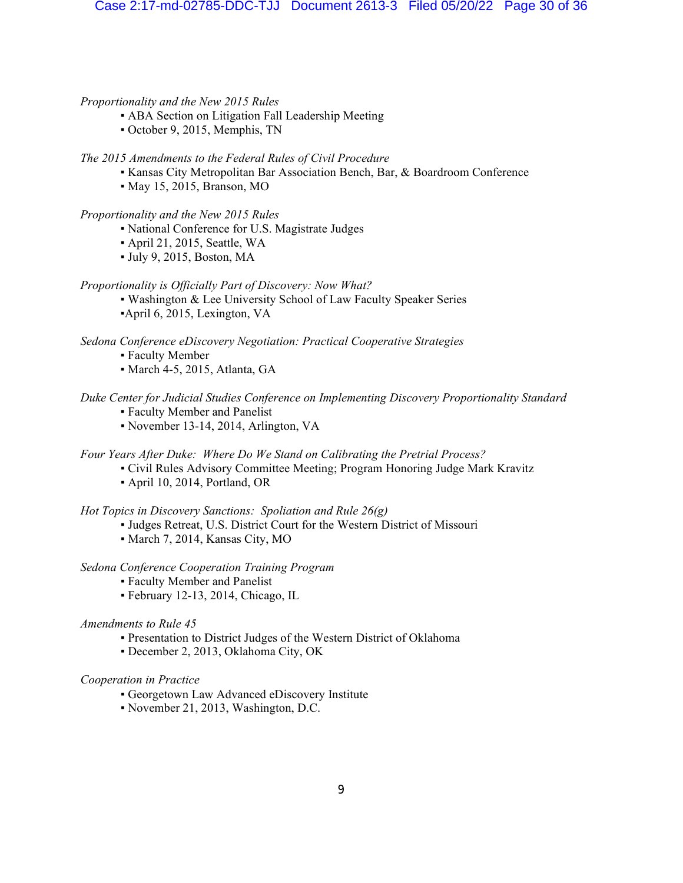*Proportionality and the New 2015 Rules*

- ABA Section on Litigation Fall Leadership Meeting
- October 9, 2015, Memphis, TN

*The 2015 Amendments to the Federal Rules of Civil Procedure*

- Kansas City Metropolitan Bar Association Bench, Bar, & Boardroom Conference
- May 15, 2015, Branson, MO

*Proportionality and the New 2015 Rules*

- National Conference for U.S. Magistrate Judges
- April 21, 2015, Seattle, WA
- July 9, 2015, Boston, MA

*Proportionality is Officially Part of Discovery: Now What?*

- Washington & Lee University School of Law Faculty Speaker Series
- April 6, 2015, Lexington, VA

*Sedona Conference eDiscovery Negotiation: Practical Cooperative Strategies*

- Faculty Member
- March 4-5, 2015, Atlanta, GA

*Duke Center for Judicial Studies Conference on Implementing Discovery Proportionality Standard*

- Faculty Member and Panelist
- November 13-14, 2014, Arlington, VA

*Four Years After Duke: Where Do We Stand on Calibrating the Pretrial Process?*

- Civil Rules Advisory Committee Meeting; Program Honoring Judge Mark Kravitz
- April 10, 2014, Portland, OR

*Hot Topics in Discovery Sanctions: Spoliation and Rule 26(g)*

- Judges Retreat, U.S. District Court for the Western District of Missouri
- March 7, 2014, Kansas City, MO

*Sedona Conference Cooperation Training Program*

- Faculty Member and Panelist
- February 12-13, 2014, Chicago, IL

*Amendments to Rule 45*

- Presentation to District Judges of the Western District of Oklahoma
- December 2, 2013, Oklahoma City, OK

*Cooperation in Practice*

- Georgetown Law Advanced eDiscovery Institute
- November 21, 2013, Washington, D.C.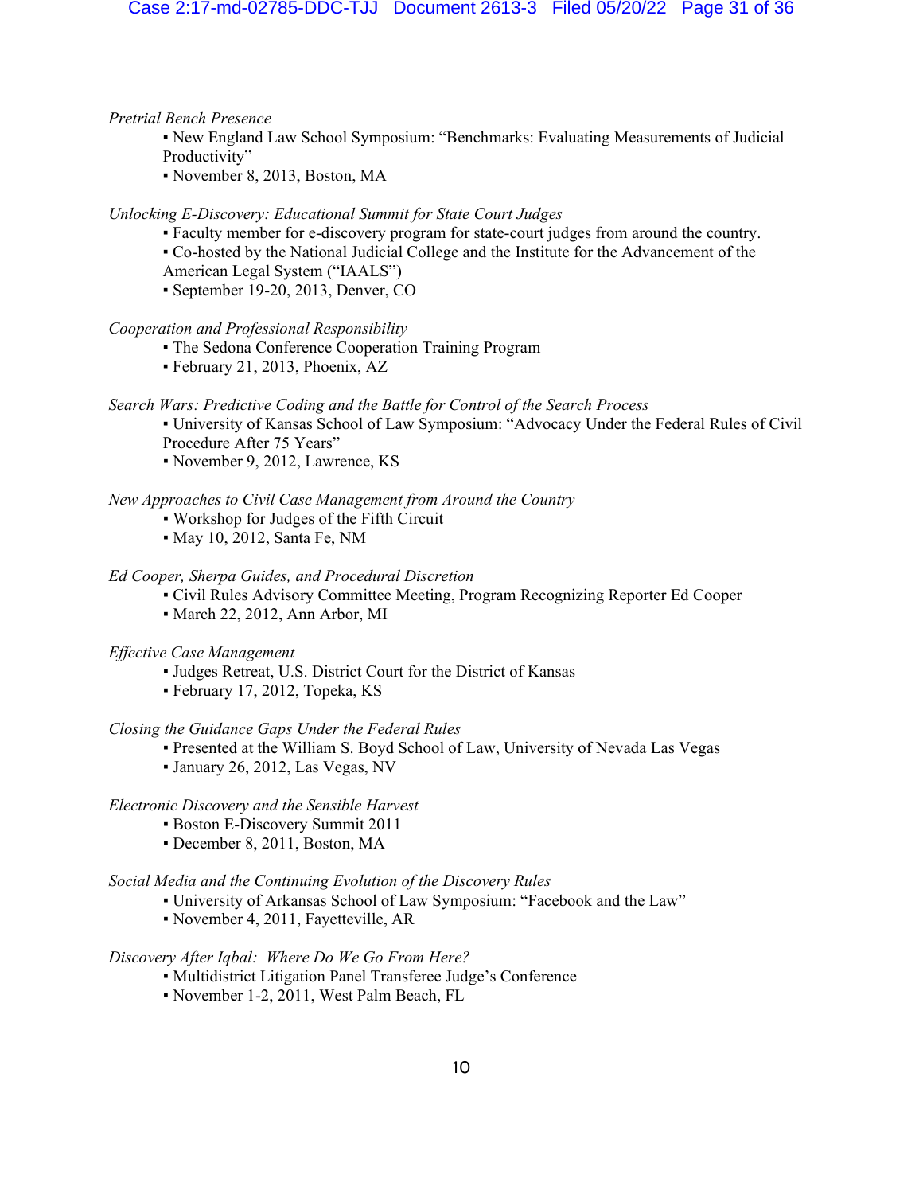*Pretrial Bench Presence*
- New England Law School Symposium: "Benchmarks: Evaluating Measurements of Judicial Productivity"
- November 8, 2013, Boston, MA

*Unlocking E-Discovery: Educational Summit for State Court Judges*
- Faculty member for e-discovery program for state-court judges from around the country.
- Co-hosted by the National Judicial College and the Institute for the Advancement of the American Legal System ("IAALS")
- September 19-20, 2013, Denver, CO

*Cooperation and Professional Responsibility*
- The Sedona Conference Cooperation Training Program
- February 21, 2013, Phoenix, AZ

*Search Wars: Predictive Coding and the Battle for Control of the Search Process*
- University of Kansas School of Law Symposium: "Advocacy Under the Federal Rules of Civil Procedure After 75 Years"
- November 9, 2012, Lawrence, KS

*New Approaches to Civil Case Management from Around the Country*
- Workshop for Judges of the Fifth Circuit
- May 10, 2012, Santa Fe, NM

*Ed Cooper, Sherpa Guides, and Procedural Discretion*
- Civil Rules Advisory Committee Meeting, Program Recognizing Reporter Ed Cooper
- March 22, 2012, Ann Arbor, MI

*Effective Case Management*
- Judges Retreat, U.S. District Court for the District of Kansas
- February 17, 2012, Topeka, KS

*Closing the Guidance Gaps Under the Federal Rules*
- Presented at the William S. Boyd School of Law, University of Nevada Las Vegas
- January 26, 2012, Las Vegas, NV

*Electronic Discovery and the Sensible Harvest*
- Boston E-Discovery Summit 2011
- December 8, 2011, Boston, MA

*Social Media and the Continuing Evolution of the Discovery Rules*
- University of Arkansas School of Law Symposium: "Facebook and the Law"
- November 4, 2011, Fayetteville, AR

*Discovery After Iqbal: Where Do We Go From Here?*
- Multidistrict Litigation Panel Transferee Judge's Conference
- November 1-2, 2011, West Palm Beach, FL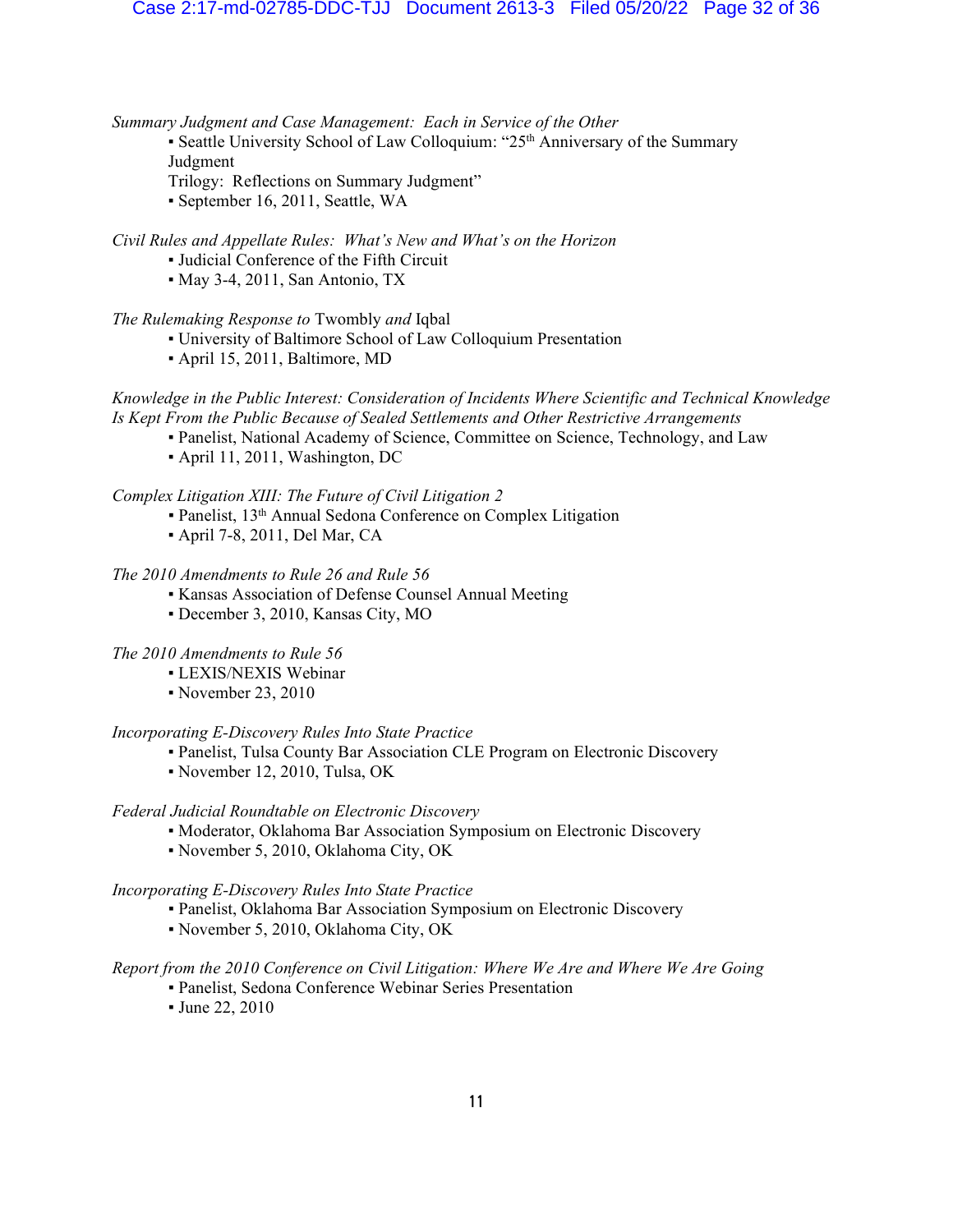*Summary Judgment and Case Management: Each in Service of the Other*

- Seattle University School of Law Colloquium: "25th Anniversary of the Summary Judgment Trilogy: Reflections on Summary Judgment"
- September 16, 2011, Seattle, WA

*Civil Rules and Appellate Rules: What's New and What's on the Horizon*

- Judicial Conference of the Fifth Circuit
- May 3-4, 2011, San Antonio, TX

*The Rulemaking Response to* Twombly *and* Iqbal

- University of Baltimore School of Law Colloquium Presentation
- April 15, 2011, Baltimore, MD

*Knowledge in the Public Interest: Consideration of Incidents Where Scientific and Technical Knowledge Is Kept From the Public Because of Sealed Settlements and Other Restrictive Arrangements*

- Panelist, National Academy of Science, Committee on Science, Technology, and Law
- April 11, 2011, Washington, DC

*Complex Litigation XIII: The Future of Civil Litigation 2*

- Panelist, 13th Annual Sedona Conference on Complex Litigation
- April 7-8, 2011, Del Mar, CA

*The 2010 Amendments to Rule 26 and Rule 56*

- Kansas Association of Defense Counsel Annual Meeting
- December 3, 2010, Kansas City, MO

*The 2010 Amendments to Rule 56*

- LEXIS/NEXIS Webinar
- November 23, 2010

*Incorporating E-Discovery Rules Into State Practice*

- Panelist, Tulsa County Bar Association CLE Program on Electronic Discovery
- November 12, 2010, Tulsa, OK

*Federal Judicial Roundtable on Electronic Discovery*

- Moderator, Oklahoma Bar Association Symposium on Electronic Discovery
- November 5, 2010, Oklahoma City, OK

*Incorporating E-Discovery Rules Into State Practice*

- Panelist, Oklahoma Bar Association Symposium on Electronic Discovery
- November 5, 2010, Oklahoma City, OK

*Report from the 2010 Conference on Civil Litigation: Where We Are and Where We Are Going*

- Panelist, Sedona Conference Webinar Series Presentation
- June 22, 2010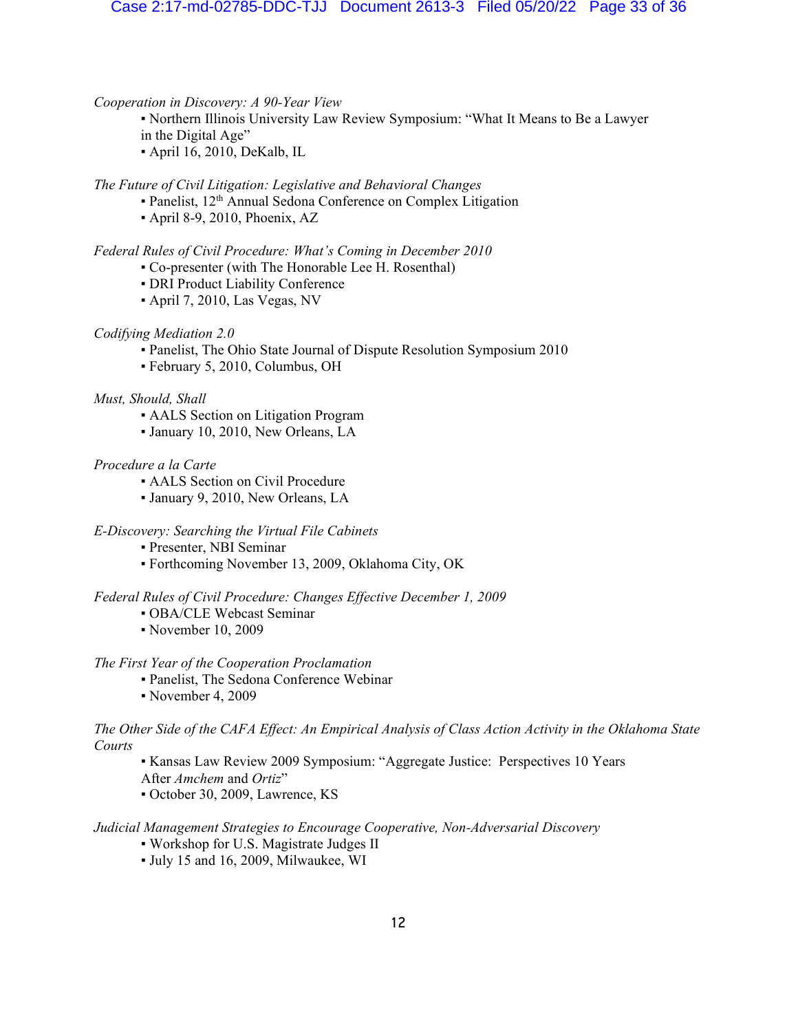*Cooperation in Discovery: A 90-Year View*

- Northern Illinois University Law Review Symposium: "What It Means to Be a Lawyer in the Digital Age"
- April 16, 2010, DeKalb, IL

*The Future of Civil Litigation: Legislative and Behavioral Changes*

- Panelist, 12th Annual Sedona Conference on Complex Litigation
- April 8-9, 2010, Phoenix, AZ

*Federal Rules of Civil Procedure: What's Coming in December 2010*

- Co-presenter (with The Honorable Lee H. Rosenthal)
- DRI Product Liability Conference
- April 7, 2010, Las Vegas, NV

*Codifying Mediation 2.0*

- Panelist, The Ohio State Journal of Dispute Resolution Symposium 2010
- February 5, 2010, Columbus, OH

*Must, Should, Shall*

- AALS Section on Litigation Program
- January 10, 2010, New Orleans, LA

*Procedure a la Carte*

- AALS Section on Civil Procedure
- January 9, 2010, New Orleans, LA

*E-Discovery: Searching the Virtual File Cabinets*

- Presenter, NBI Seminar
- Forthcoming November 13, 2009, Oklahoma City, OK

*Federal Rules of Civil Procedure: Changes Effective December 1, 2009*

- OBA/CLE Webcast Seminar
- November 10, 2009

*The First Year of the Cooperation Proclamation*

- Panelist, The Sedona Conference Webinar
- November 4, 2009

*The Other Side of the CAFA Effect: An Empirical Analysis of Class Action Activity in the Oklahoma State Courts*

- Kansas Law Review 2009 Symposium: "Aggregate Justice: Perspectives 10 Years After *Amchem* and *Ortiz*"
- October 30, 2009, Lawrence, KS

*Judicial Management Strategies to Encourage Cooperative, Non-Adversarial Discovery*

- Workshop for U.S. Magistrate Judges II
- July 15 and 16, 2009, Milwaukee, WI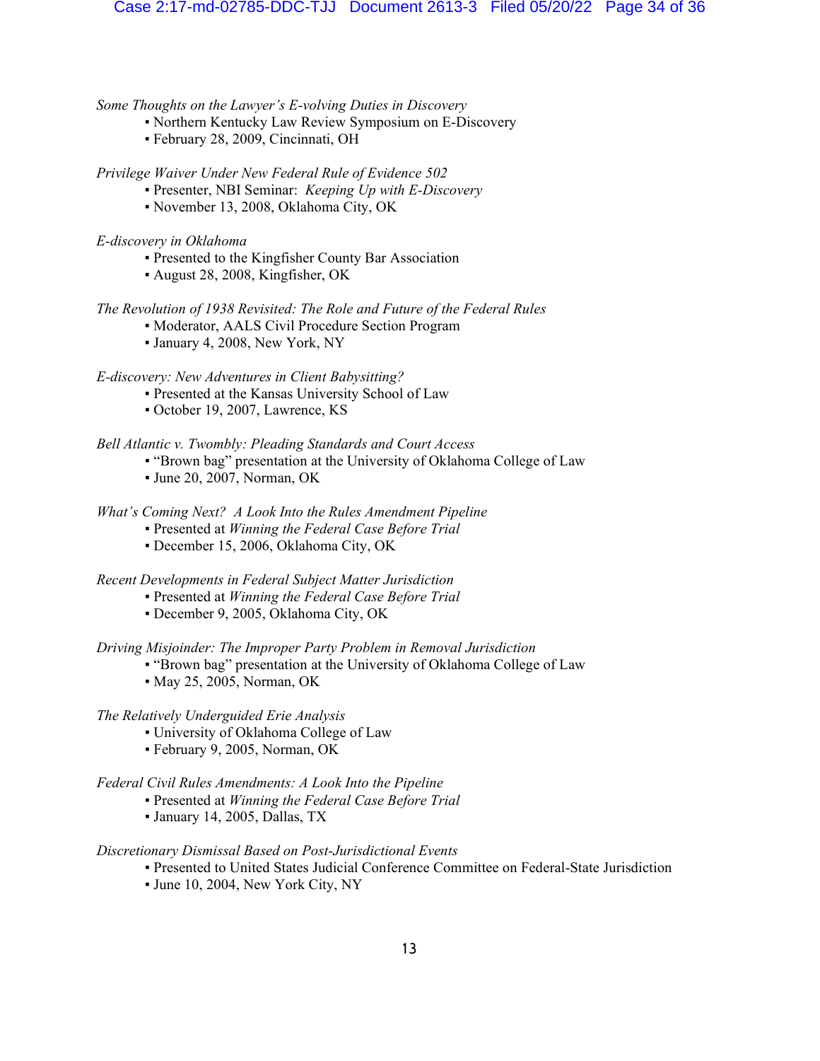*Some Thoughts on the Lawyer's E-volving Duties in Discovery*

- Northern Kentucky Law Review Symposium on E-Discovery
- February 28, 2009, Cincinnati, OH

*Privilege Waiver Under New Federal Rule of Evidence 502*

- Presenter, NBI Seminar: *Keeping Up with E-Discovery*
- November 13, 2008, Oklahoma City, OK

*E-discovery in Oklahoma*

- Presented to the Kingfisher County Bar Association
- August 28, 2008, Kingfisher, OK

*The Revolution of 1938 Revisited: The Role and Future of the Federal Rules*

- Moderator, AALS Civil Procedure Section Program
- January 4, 2008, New York, NY

*E-discovery: New Adventures in Client Babysitting?*

- Presented at the Kansas University School of Law
- October 19, 2007, Lawrence, KS

*Bell Atlantic v. Twombly: Pleading Standards and Court Access*

- "Brown bag" presentation at the University of Oklahoma College of Law
- June 20, 2007, Norman, OK

*What's Coming Next? A Look Into the Rules Amendment Pipeline*

- Presented at *Winning the Federal Case Before Trial*
- December 15, 2006, Oklahoma City, OK

*Recent Developments in Federal Subject Matter Jurisdiction*

- Presented at *Winning the Federal Case Before Trial*
- December 9, 2005, Oklahoma City, OK

*Driving Misjoinder: The Improper Party Problem in Removal Jurisdiction*

- "Brown bag" presentation at the University of Oklahoma College of Law
- May 25, 2005, Norman, OK

*The Relatively Underguided Erie Analysis*

- University of Oklahoma College of Law
- February 9, 2005, Norman, OK

*Federal Civil Rules Amendments: A Look Into the Pipeline*

- Presented at *Winning the Federal Case Before Trial*
- January 14, 2005, Dallas, TX

*Discretionary Dismissal Based on Post-Jurisdictional Events*

- Presented to United States Judicial Conference Committee on Federal-State Jurisdiction
- June 10, 2004, New York City, NY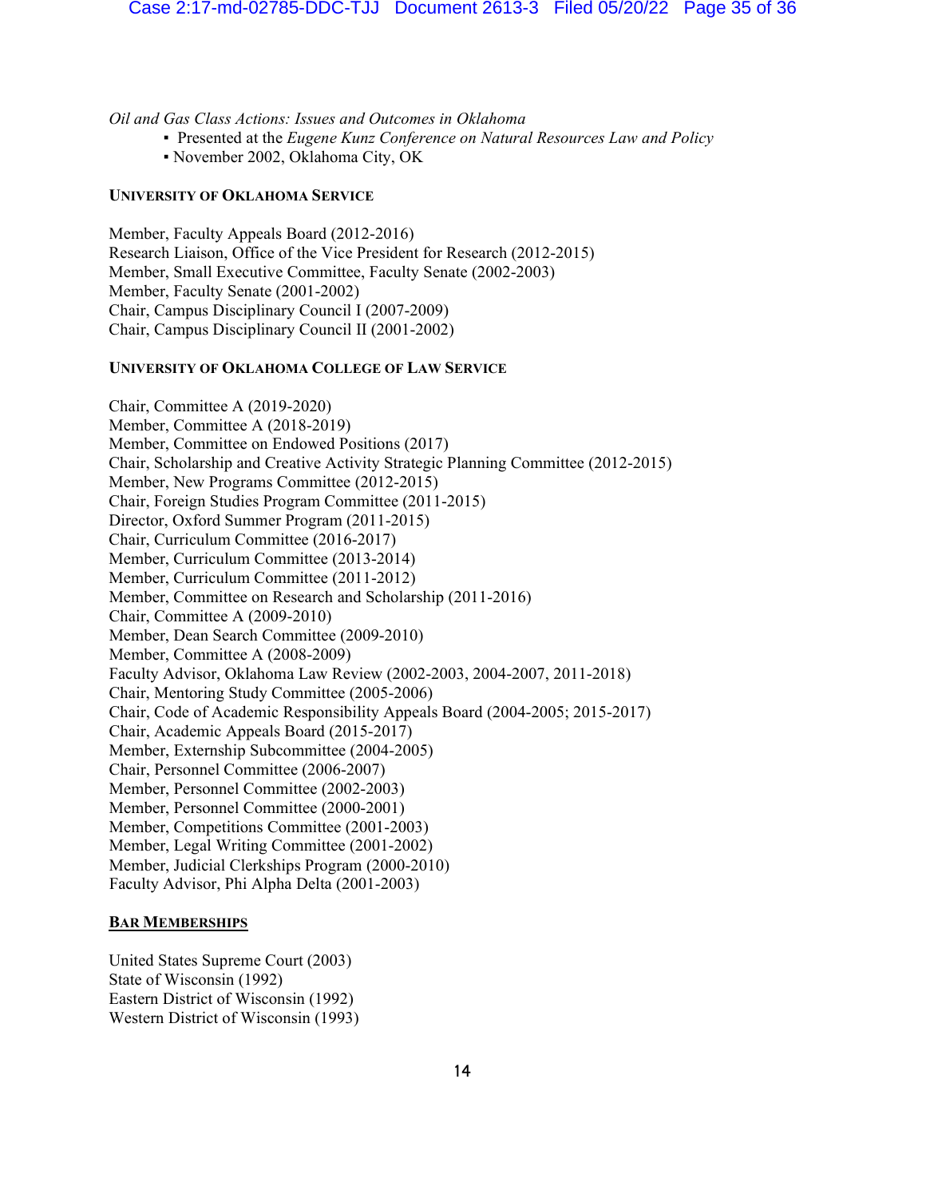*Oil and Gas Class Actions: Issues and Outcomes in Oklahoma*

- Presented at the *Eugene Kunz Conference on Natural Resources Law and Policy*
- November 2002, Oklahoma City, OK

### University of Oklahoma Service

Member, Faculty Appeals Board (2012-2016)
Research Liaison, Office of the Vice President for Research (2012-2015)
Member, Small Executive Committee, Faculty Senate (2002-2003)
Member, Faculty Senate (2001-2002)
Chair, Campus Disciplinary Council I (2007-2009)
Chair, Campus Disciplinary Council II (2001-2002)

### University of Oklahoma College of Law Service

Chair, Committee A (2019-2020)
Member, Committee A (2018-2019)
Member, Committee on Endowed Positions (2017)
Chair, Scholarship and Creative Activity Strategic Planning Committee (2012-2015)
Member, New Programs Committee (2012-2015)
Chair, Foreign Studies Program Committee (2011-2015)
Director, Oxford Summer Program (2011-2015)
Chair, Curriculum Committee (2016-2017)
Member, Curriculum Committee (2013-2014)
Member, Curriculum Committee (2011-2012)
Member, Committee on Research and Scholarship (2011-2016)
Chair, Committee A (2009-2010)
Member, Dean Search Committee (2009-2010)
Member, Committee A (2008-2009)
Faculty Advisor, Oklahoma Law Review (2002-2003, 2004-2007, 2011-2018)
Chair, Mentoring Study Committee (2005-2006)
Chair, Code of Academic Responsibility Appeals Board (2004-2005; 2015-2017)
Chair, Academic Appeals Board (2015-2017)
Member, Externship Subcommittee (2004-2005)
Chair, Personnel Committee (2006-2007)
Member, Personnel Committee (2002-2003)
Member, Personnel Committee (2000-2001)
Member, Competitions Committee (2001-2003)
Member, Legal Writing Committee (2001-2002)
Member, Judicial Clerkships Program (2000-2010)
Faculty Advisor, Phi Alpha Delta (2001-2003)

## Bar Memberships

United States Supreme Court (2003)
State of Wisconsin (1992)
Eastern District of Wisconsin (1992)
Western District of Wisconsin (1993)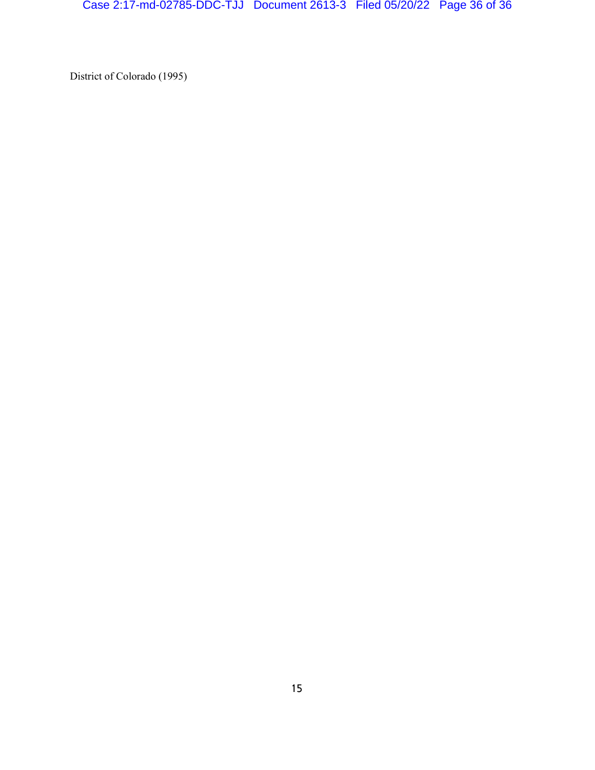District of Colorado (1995)